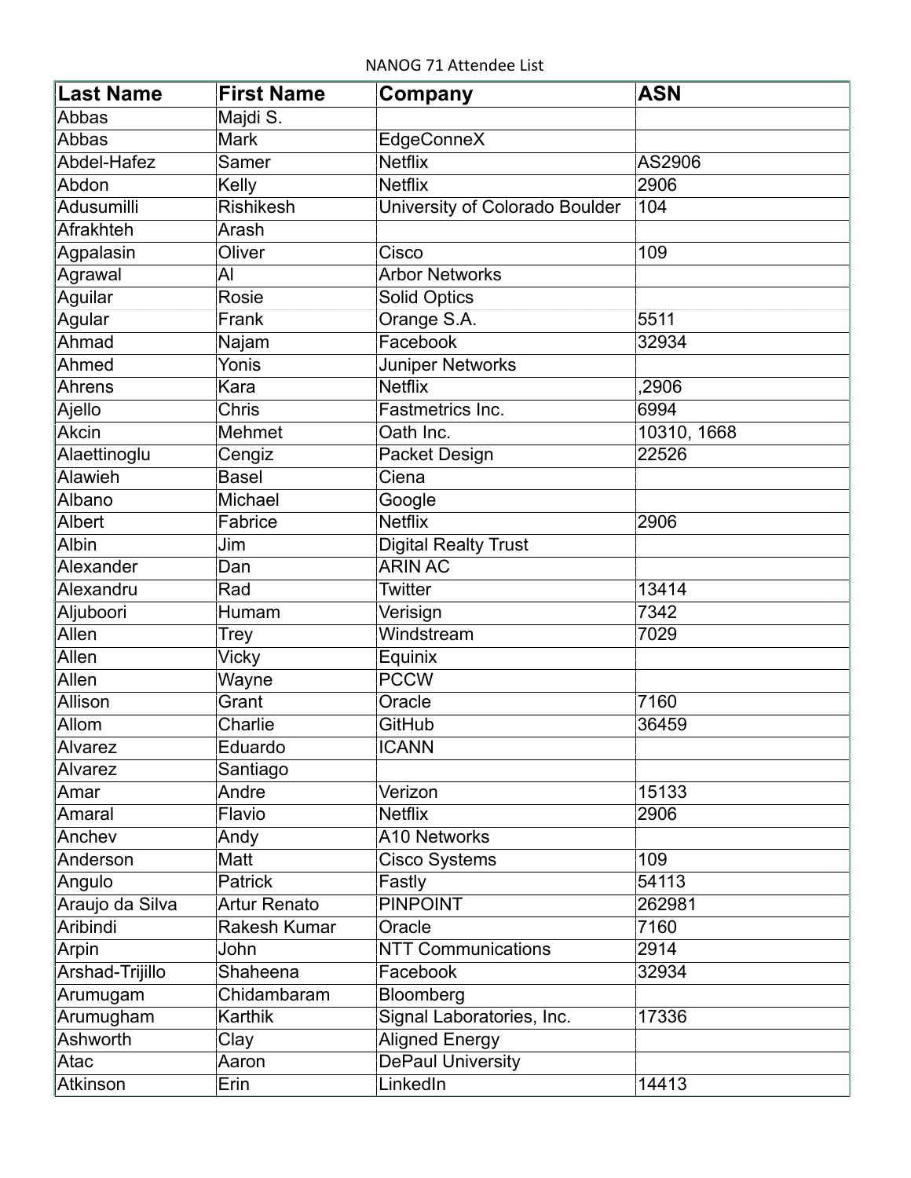NANOG 71 Attendee List

| Last Name | First Name | Company | ASN |
|---|---|---|---|
| Abbas | Majdi S. | | |
| Abbas | Mark | EdgeConneX | |
| Abdel-Hafez | Samer | Netflix | AS2906 |
| Abdon | Kelly | Netflix | 2906 |
| Adusumilli | Rishikesh | University of Colorado Boulder | 104 |
| Afrakhteh | Arash | | |
| Agpalasin | Oliver | Cisco | 109 |
| Agrawal | Al | Arbor Networks | |
| Aguilar | Rosie | Solid Optics | |
| Agular | Frank | Orange S.A. | 5511 |
| Ahmad | Najam | Facebook | 32934 |
| Ahmed | Yonis | Juniper Networks | |
| Ahrens | Kara | Netflix | ,2906 |
| Ajello | Chris | Fastmetrics Inc. | 6994 |
| Akcin | Mehmet | Oath Inc. | 10310, 1668 |
| Alaettinoglu | Cengiz | Packet Design | 22526 |
| Alawieh | Basel | Ciena | |
| Albano | Michael | Google | |
| Albert | Fabrice | Netflix | 2906 |
| Albin | Jim | Digital Realty Trust | |
| Alexander | Dan | ARIN AC | |
| Alexandru | Rad | Twitter | 13414 |
| Aljuboori | Humam | Verisign | 7342 |
| Allen | Trey | Windstream | 7029 |
| Allen | Vicky | Equinix | |
| Allen | Wayne | PCCW | |
| Allison | Grant | Oracle | 7160 |
| Allom | Charlie | GitHub | 36459 |
| Alvarez | Eduardo | ICANN | |
| Alvarez | Santiago | | |
| Amar | Andre | Verizon | 15133 |
| Amaral | Flavio | Netflix | 2906 |
| Anchev | Andy | A10 Networks | |
| Anderson | Matt | Cisco Systems | 109 |
| Angulo | Patrick | Fastly | 54113 |
| Araujo da Silva | Artur Renato | PINPOINT | 262981 |
| Aribindi | Rakesh Kumar | Oracle | 7160 |
| Arpin | John | NTT Communications | 2914 |
| Arshad-Trijillo | Shaheena | Facebook | 32934 |
| Arumugam | Chidambaram | Bloomberg | |
| Arumugham | Karthik | Signal Laboratories, Inc. | 17336 |
| Ashworth | Clay | Aligned Energy | |
| Atac | Aaron | DePaul University | |
| Atkinson | Erin | LinkedIn | 14413 |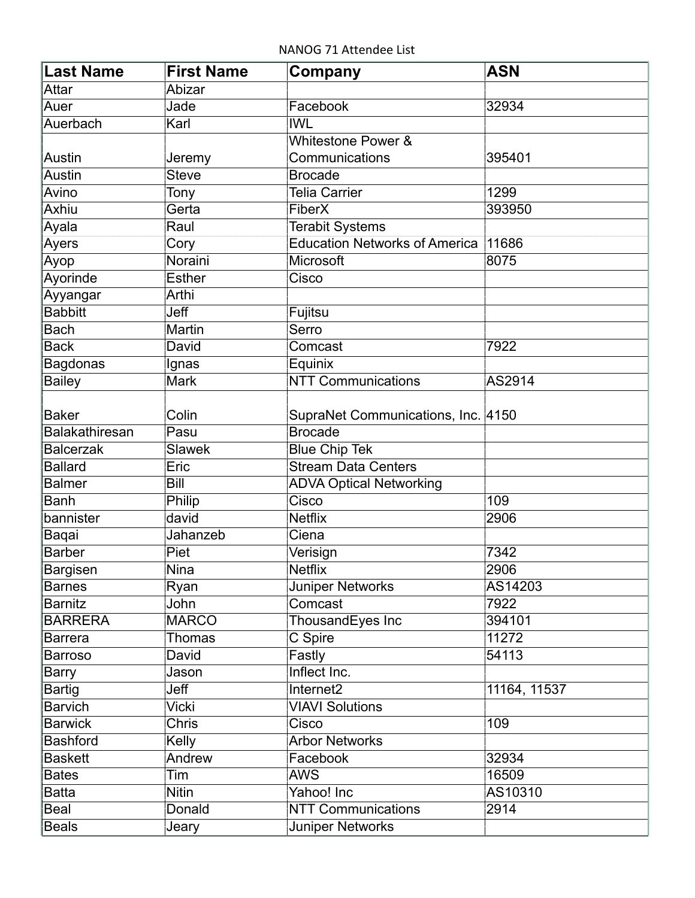NANOG 71 Attendee List

| Last Name | First Name | Company | ASN |
|---|---|---|---|
| Attar | Abizar | | |
| Auer | Jade | Facebook | 32934 |
| Auerbach | Karl | IWL | |
| Austin | Jeremy | Whitestone Power & Communications | 395401 |
| Austin | Steve | Brocade | |
| Avino | Tony | Telia Carrier | 1299 |
| Axhiu | Gerta | FiberX | 393950 |
| Ayala | Raul | Terabit Systems | |
| Ayers | Cory | Education Networks of America | 11686 |
| Ayop | Noraini | Microsoft | 8075 |
| Ayorinde | Esther | Cisco | |
| Ayyangar | Arthi | | |
| Babbitt | Jeff | Fujitsu | |
| Bach | Martin | Serro | |
| Back | David | Comcast | 7922 |
| Bagdonas | Ignas | Equinix | |
| Bailey | Mark | NTT Communications | AS2914 |
| Baker | Colin | SupraNet Communications, Inc. | 4150 |
| Balakathiresan | Pasu | Brocade | |
| Balcerzak | Slawek | Blue Chip Tek | |
| Ballard | Eric | Stream Data Centers | |
| Balmer | Bill | ADVA Optical Networking | |
| Banh | Philip | Cisco | 109 |
| bannister | david | Netflix | 2906 |
| Baqai | Jahanzeb | Ciena | |
| Barber | Piet | Verisign | 7342 |
| Bargisen | Nina | Netflix | 2906 |
| Barnes | Ryan | Juniper Networks | AS14203 |
| Barnitz | John | Comcast | 7922 |
| BARRERA | MARCO | ThousandEyes Inc | 394101 |
| Barrera | Thomas | C Spire | 11272 |
| Barroso | David | Fastly | 54113 |
| Barry | Jason | Inflect Inc. | |
| Bartig | Jeff | Internet2 | 11164, 11537 |
| Barvich | Vicki | VIAVI Solutions | |
| Barwick | Chris | Cisco | 109 |
| Bashford | Kelly | Arbor Networks | |
| Baskett | Andrew | Facebook | 32934 |
| Bates | Tim | AWS | 16509 |
| Batta | Nitin | Yahoo! Inc | AS10310 |
| Beal | Donald | NTT Communications | 2914 |
| Beals | Jeary | Juniper Networks | |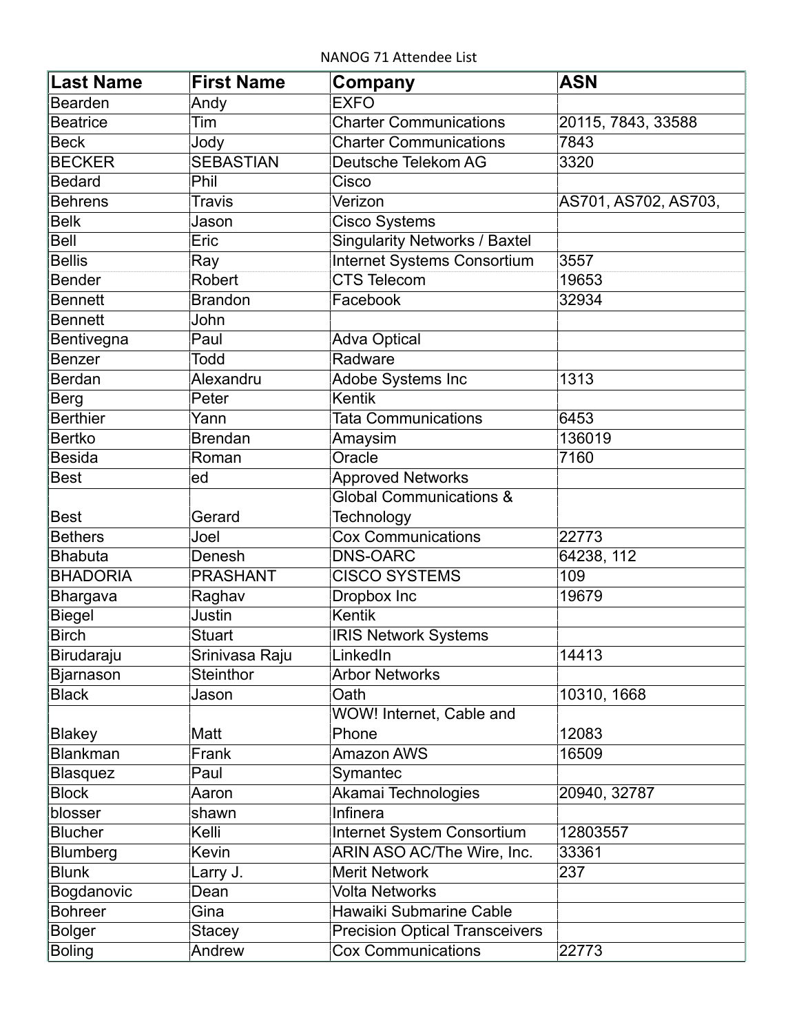NANOG 71 Attendee List

| Last Name | First Name | Company | ASN |
|---|---|---|---|
| Bearden | Andy | EXFO | |
| Beatrice | Tim | Charter Communications | 20115, 7843, 33588 |
| Beck | Jody | Charter Communications | 7843 |
| BECKER | SEBASTIAN | Deutsche Telekom AG | 3320 |
| Bedard | Phil | Cisco | |
| Behrens | Travis | Verizon | AS701, AS702, AS703, |
| Belk | Jason | Cisco Systems | |
| Bell | Eric | Singularity Networks / Baxtel | |
| Bellis | Ray | Internet Systems Consortium | 3557 |
| Bender | Robert | CTS Telecom | 19653 |
| Bennett | Brandon | Facebook | 32934 |
| Bennett | John | | |
| Bentivegna | Paul | Adva Optical | |
| Benzer | Todd | Radware | |
| Berdan | Alexandru | Adobe Systems Inc | 1313 |
| Berg | Peter | Kentik | |
| Berthier | Yann | Tata Communications | 6453 |
| Bertko | Brendan | Amaysim | 136019 |
| Besida | Roman | Oracle | 7160 |
| Best | ed | Approved Networks | |
| Best | Gerard | Global Communications & Technology | |
| Bethers | Joel | Cox Communications | 22773 |
| Bhabuta | Denesh | DNS-OARC | 64238, 112 |
| BHADORIA | PRASHANT | CISCO SYSTEMS | 109 |
| Bhargava | Raghav | Dropbox Inc | 19679 |
| Biegel | Justin | Kentik | |
| Birch | Stuart | IRIS Network Systems | |
| Birudaraju | Srinivasa Raju | LinkedIn | 14413 |
| Bjarnason | Steinthor | Arbor Networks | |
| Black | Jason | Oath | 10310, 1668 |
| Blakey | Matt | WOW! Internet, Cable and Phone | 12083 |
| Blankman | Frank | Amazon AWS | 16509 |
| Blasquez | Paul | Symantec | |
| Block | Aaron | Akamai Technologies | 20940, 32787 |
| blosser | shawn | Infinera | |
| Blucher | Kelli | Internet System Consortium | 12803557 |
| Blumberg | Kevin | ARIN ASO AC/The Wire, Inc. | 33361 |
| Blunk | Larry J. | Merit Network | 237 |
| Bogdanovic | Dean | Volta Networks | |
| Bohreer | Gina | Hawaiki Submarine Cable | |
| Bolger | Stacey | Precision Optical Transceivers | |
| Boling | Andrew | Cox Communications | 22773 |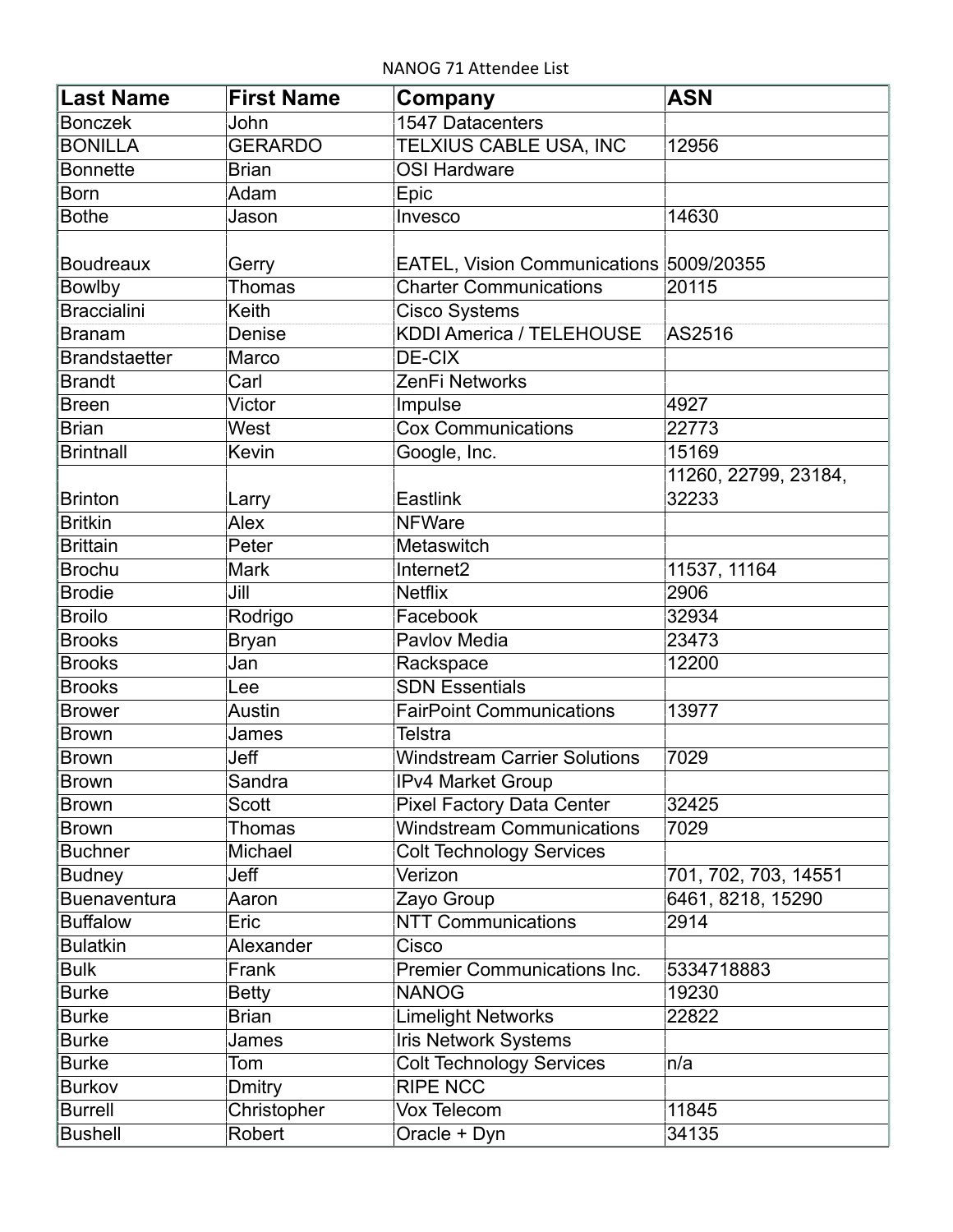NANOG 71 Attendee List

| Last Name | First Name | Company | ASN |
|---|---|---|---|
| Bonczek | John | 1547 Datacenters | |
| BONILLA | GERARDO | TELXIUS CABLE USA, INC | 12956 |
| Bonnette | Brian | OSI Hardware | |
| Born | Adam | Epic | |
| Bothe | Jason | Invesco | 14630 |
| Boudreaux | Gerry | EATEL, Vision Communications | 5009/20355 |
| Bowlby | Thomas | Charter Communications | 20115 |
| Braccialini | Keith | Cisco Systems | |
| Branam | Denise | KDDI America / TELEHOUSE | AS2516 |
| Brandstaetter | Marco | DE-CIX | |
| Brandt | Carl | ZenFi Networks | |
| Breen | Victor | Impulse | 4927 |
| Brian | West | Cox Communications | 22773 |
| Brintnall | Kevin | Google, Inc. | 15169 |
| Brinton | Larry | Eastlink | 11260, 22799, 23184, 32233 |
| Britkin | Alex | NFWare | |
| Brittain | Peter | Metaswitch | |
| Brochu | Mark | Internet2 | 11537, 11164 |
| Brodie | Jill | Netflix | 2906 |
| Broilo | Rodrigo | Facebook | 32934 |
| Brooks | Bryan | Pavlov Media | 23473 |
| Brooks | Jan | Rackspace | 12200 |
| Brooks | Lee | SDN Essentials | |
| Brower | Austin | FairPoint Communications | 13977 |
| Brown | James | Telstra | |
| Brown | Jeff | Windstream Carrier Solutions | 7029 |
| Brown | Sandra | IPv4 Market Group | |
| Brown | Scott | Pixel Factory Data Center | 32425 |
| Brown | Thomas | Windstream Communications | 7029 |
| Buchner | Michael | Colt Technology Services | |
| Budney | Jeff | Verizon | 701, 702, 703, 14551 |
| Buenaventura | Aaron | Zayo Group | 6461, 8218, 15290 |
| Buffalow | Eric | NTT Communications | 2914 |
| Bulatkin | Alexander | Cisco | |
| Bulk | Frank | Premier Communications Inc. | 5334718883 |
| Burke | Betty | NANOG | 19230 |
| Burke | Brian | Limelight Networks | 22822 |
| Burke | James | Iris Network Systems | |
| Burke | Tom | Colt Technology Services | n/a |
| Burkov | Dmitry | RIPE NCC | |
| Burrell | Christopher | Vox Telecom | 11845 |
| Bushell | Robert | Oracle + Dyn | 34135 |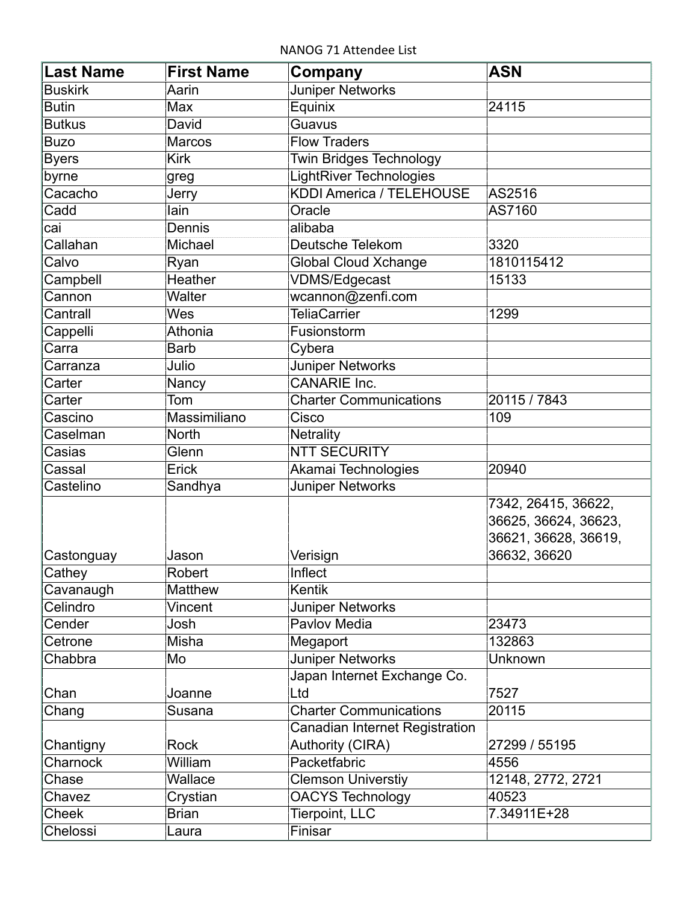NANOG 71 Attendee List

| Last Name | First Name | Company | ASN |
|---|---|---|---|
| Buskirk | Aarin | Juniper Networks | |
| Butin | Max | Equinix | 24115 |
| Butkus | David | Guavus | |
| Buzo | Marcos | Flow Traders | |
| Byers | Kirk | Twin Bridges Technology | |
| byrne | greg | LightRiver Technologies | |
| Cacacho | Jerry | KDDI America / TELEHOUSE | AS2516 |
| Cadd | Iain | Oracle | AS7160 |
| cai | Dennis | alibaba | |
| Callahan | Michael | Deutsche Telekom | 3320 |
| Calvo | Ryan | Global Cloud Xchange | 1810115412 |
| Campbell | Heather | VDMS/Edgecast | 15133 |
| Cannon | Walter | wcannon@zenfi.com | |
| Cantrall | Wes | TeliaCarrier | 1299 |
| Cappelli | Athonia | Fusionstorm | |
| Carra | Barb | Cybera | |
| Carranza | Julio | Juniper Networks | |
| Carter | Nancy | CANARIE Inc. | |
| Carter | Tom | Charter Communications | 20115 / 7843 |
| Cascino | Massimiliano | Cisco | 109 |
| Caselman | North | Netrality | |
| Casias | Glenn | NTT SECURITY | |
| Cassal | Erick | Akamai Technologies | 20940 |
| Castelino | Sandhya | Juniper Networks | |
| Castonguay | Jason | Verisign | 7342, 26415, 36622, 36625, 36624, 36623, 36621, 36628, 36619, 36632, 36620 |
| Cathey | Robert | Inflect | |
| Cavanaugh | Matthew | Kentik | |
| Celindro | Vincent | Juniper Networks | |
| Cender | Josh | Pavlov Media | 23473 |
| Cetrone | Misha | Megaport | 132863 |
| Chabbra | Mo | Juniper Networks | Unknown |
| Chan | Joanne | Japan Internet Exchange Co. Ltd | 7527 |
| Chang | Susana | Charter Communications | 20115 |
| Chantigny | Rock | Canadian Internet Registration Authority (CIRA) | 27299 / 55195 |
| Charnock | William | Packetfabric | 4556 |
| Chase | Wallace | Clemson Universtiy | 12148, 2772, 2721 |
| Chavez | Crystian | OACYS Technology | 40523 |
| Cheek | Brian | Tierpoint, LLC | 7.34911E+28 |
| Chelossi | Laura | Finisar | |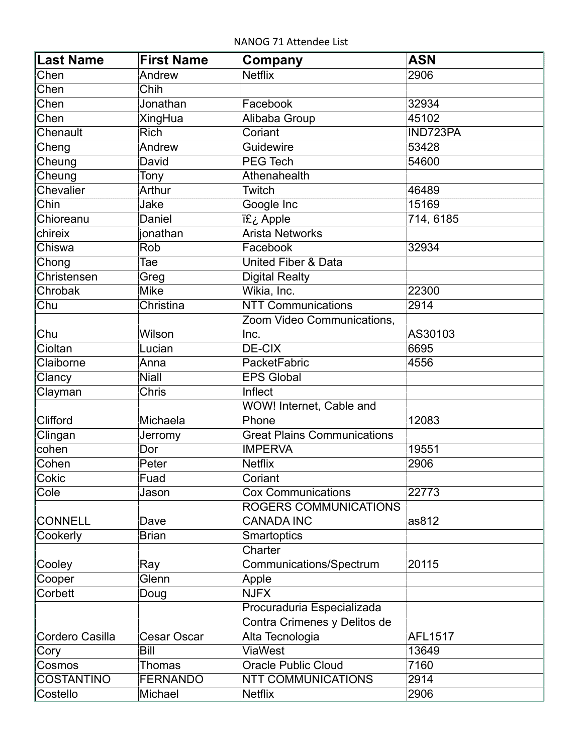NANOG 71 Attendee List

| Last Name | First Name | Company | ASN |
|---|---|---|---|
| Chen | Andrew | Netflix | 2906 |
| Chen | Chih | | |
| Chen | Jonathan | Facebook | 32934 |
| Chen | XingHua | Alibaba Group | 45102 |
| Chenault | Rich | Coriant | IND723PA |
| Cheng | Andrew | Guidewire | 53428 |
| Cheung | David | PEG Tech | 54600 |
| Cheung | Tony | Athenahealth | |
| Chevalier | Arthur | Twitch | 46489 |
| Chin | Jake | Google Inc | 15169 |
| Chioreanu | Daniel | ï£¿ Apple | 714, 6185 |
| chireix | jonathan | Arista Networks | |
| Chiswa | Rob | Facebook | 32934 |
| Chong | Tae | United Fiber & Data | |
| Christensen | Greg | Digital Realty | |
| Chrobak | Mike | Wikia, Inc. | 22300 |
| Chu | Christina | NTT Communications | 2914 |
| Chu | Wilson | Zoom Video Communications, Inc. | AS30103 |
| Cioltan | Lucian | DE-CIX | 6695 |
| Claiborne | Anna | PacketFabric | 4556 |
| Clancy | Niall | EPS Global | |
| Clayman | Chris | Inflect | |
| Clifford | Michaela | WOW! Internet, Cable and Phone | 12083 |
| Clingan | Jerromy | Great Plains Communications | |
| cohen | Dor | IMPERVA | 19551 |
| Cohen | Peter | Netflix | 2906 |
| Cokic | Fuad | Coriant | |
| Cole | Jason | Cox Communications | 22773 |
| CONNELL | Dave | ROGERS COMMUNICATIONS CANADA INC | as812 |
| Cookerly | Brian | Smartoptics | |
| Cooley | Ray | Charter Communications/Spectrum | 20115 |
| Cooper | Glenn | Apple | |
| Corbett | Doug | NJFX | |
| Cordero Casilla | Cesar Oscar | Procuraduria Especializada Contra Crimenes y Delitos de Alta Tecnologia | AFL1517 |
| Cory | Bill | ViaWest | 13649 |
| Cosmos | Thomas | Oracle Public Cloud | 7160 |
| COSTANTINO | FERNANDO | NTT COMMUNICATIONS | 2914 |
| Costello | Michael | Netflix | 2906 |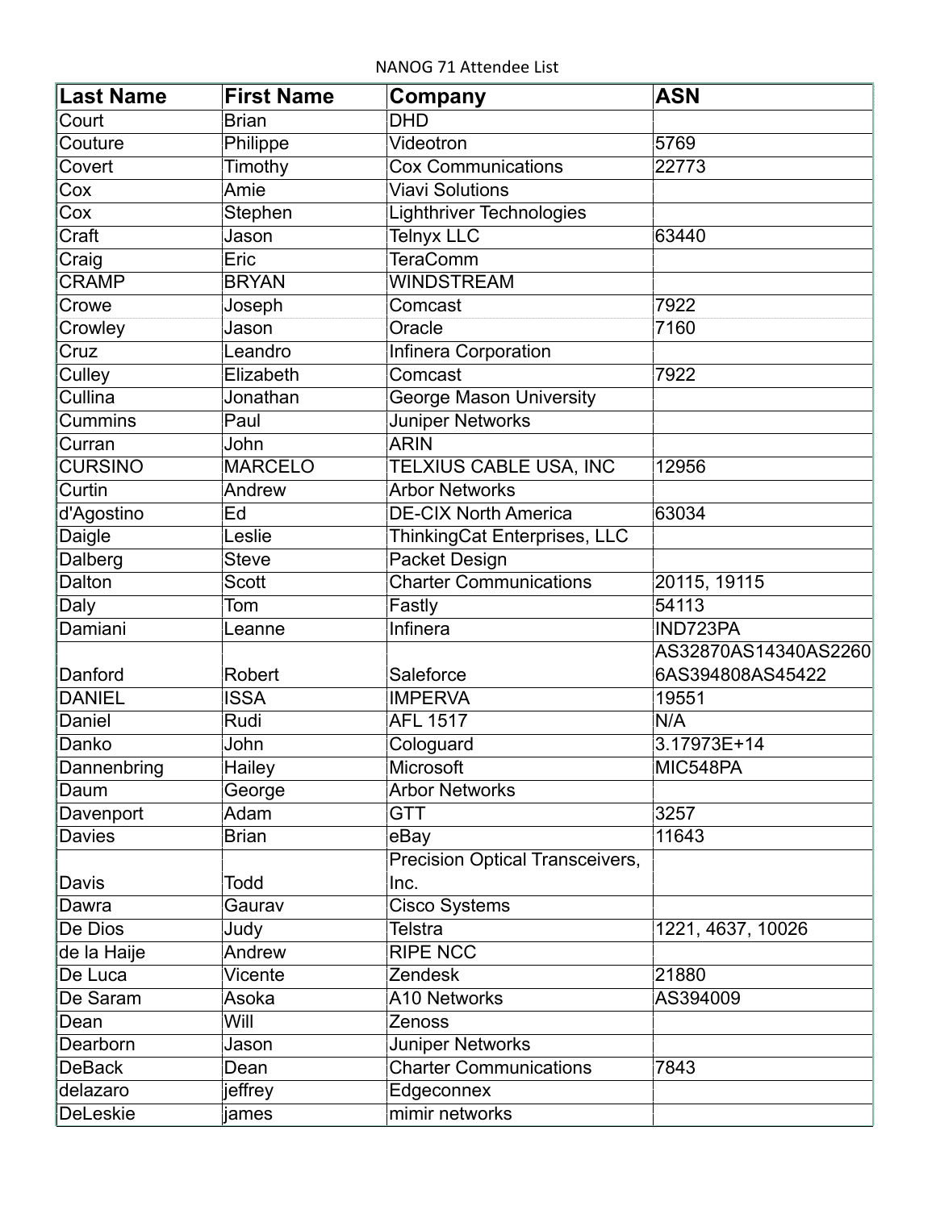NANOG 71 Attendee List

| Last Name | First Name | Company | ASN |
|---|---|---|---|
| Court | Brian | DHD | |
| Couture | Philippe | Videotron | 5769 |
| Covert | Timothy | Cox Communications | 22773 |
| Cox | Amie | Viavi Solutions | |
| Cox | Stephen | Lighthriver Technologies | |
| Craft | Jason | Telnyx LLC | 63440 |
| Craig | Eric | TeraComm | |
| CRAMP | BRYAN | WINDSTREAM | |
| Crowe | Joseph | Comcast | 7922 |
| Crowley | Jason | Oracle | 7160 |
| Cruz | Leandro | Infinera Corporation | |
| Culley | Elizabeth | Comcast | 7922 |
| Cullina | Jonathan | George Mason University | |
| Cummins | Paul | Juniper Networks | |
| Curran | John | ARIN | |
| CURSINO | MARCELO | TELXIUS CABLE USA, INC | 12956 |
| Curtin | Andrew | Arbor Networks | |
| d'Agostino | Ed | DE-CIX North America | 63034 |
| Daigle | Leslie | ThinkingCat Enterprises, LLC | |
| Dalberg | Steve | Packet Design | |
| Dalton | Scott | Charter Communications | 20115, 19115 |
| Daly | Tom | Fastly | 54113 |
| Damiani | Leanne | Infinera | IND723PA |
| Danford | Robert | Saleforce | AS32870AS14340AS22606AS394808AS45422 |
| DANIEL | ISSA | IMPERVA | 19551 |
| Daniel | Rudi | AFL 1517 | N/A |
| Danko | John | Cologuard | 3.17973E+14 |
| Dannenbring | Hailey | Microsoft | MIC548PA |
| Daum | George | Arbor Networks | |
| Davenport | Adam | GTT | 3257 |
| Davies | Brian | eBay | 11643 |
| Davis | Todd | Precision Optical Transceivers, Inc. | |
| Dawra | Gaurav | Cisco Systems | |
| De Dios | Judy | Telstra | 1221, 4637, 10026 |
| de la Haije | Andrew | RIPE NCC | |
| De Luca | Vicente | Zendesk | 21880 |
| De Saram | Asoka | A10 Networks | AS394009 |
| Dean | Will | Zenoss | |
| Dearborn | Jason | Juniper Networks | |
| DeBack | Dean | Charter Communications | 7843 |
| delazaro | jeffrey | Edgeconnex | |
| DeLeskie | james | mimir networks | |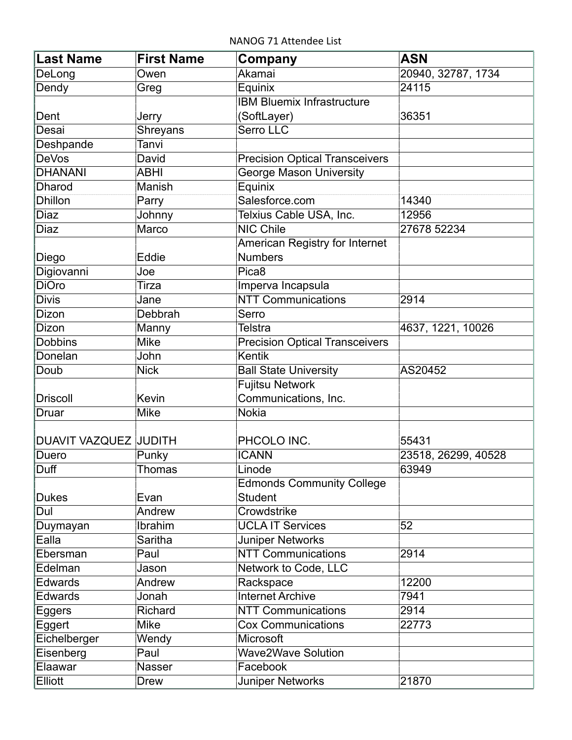NANOG 71 Attendee List

| Last Name | First Name | Company | ASN |
|---|---|---|---|
| DeLong | Owen | Akamai | 20940, 32787, 1734 |
| Dendy | Greg | Equinix | 24115 |
| Dent | Jerry | IBM Bluemix Infrastructure (SoftLayer) | 36351 |
| Desai | Shreyans | Serro LLC | |
| Deshpande | Tanvi | | |
| DeVos | David | Precision Optical Transceivers | |
| DHANANI | ABHI | George Mason University | |
| Dharod | Manish | Equinix | |
| Dhillon | Parry | Salesforce.com | 14340 |
| Diaz | Johnny | Telxius Cable USA, Inc. | 12956 |
| Diaz | Marco | NIC Chile | 27678 52234 |
| Diego | Eddie | American Registry for Internet Numbers | |
| Digiovanni | Joe | Pica8 | |
| DiOro | Tirza | Imperva Incapsula | |
| Divis | Jane | NTT Communications | 2914 |
| Dizon | Debbrah | Serro | |
| Dizon | Manny | Telstra | 4637, 1221, 10026 |
| Dobbins | Mike | Precision Optical Transceivers | |
| Donelan | John | Kentik | |
| Doub | Nick | Ball State University | AS20452 |
| Driscoll | Kevin | Fujitsu Network Communications, Inc. | |
| Druar | Mike | Nokia | |
| DUAVIT VAZQUEZ | JUDITH | PHCOLO INC. | 55431 |
| Duero | Punky | ICANN | 23518, 26299, 40528 |
| Duff | Thomas | Linode | 63949 |
| Dukes | Evan | Edmonds Community College Student | |
| Dul | Andrew | Crowdstrike | |
| Duymayan | Ibrahim | UCLA IT Services | 52 |
| Ealla | Saritha | Juniper Networks | |
| Ebersman | Paul | NTT Communications | 2914 |
| Edelman | Jason | Network to Code, LLC | |
| Edwards | Andrew | Rackspace | 12200 |
| Edwards | Jonah | Internet Archive | 7941 |
| Eggers | Richard | NTT Communications | 2914 |
| Eggert | Mike | Cox Communications | 22773 |
| Eichelberger | Wendy | Microsoft | |
| Eisenberg | Paul | Wave2Wave Solution | |
| Elaawar | Nasser | Facebook | |
| Elliott | Drew | Juniper Networks | 21870 |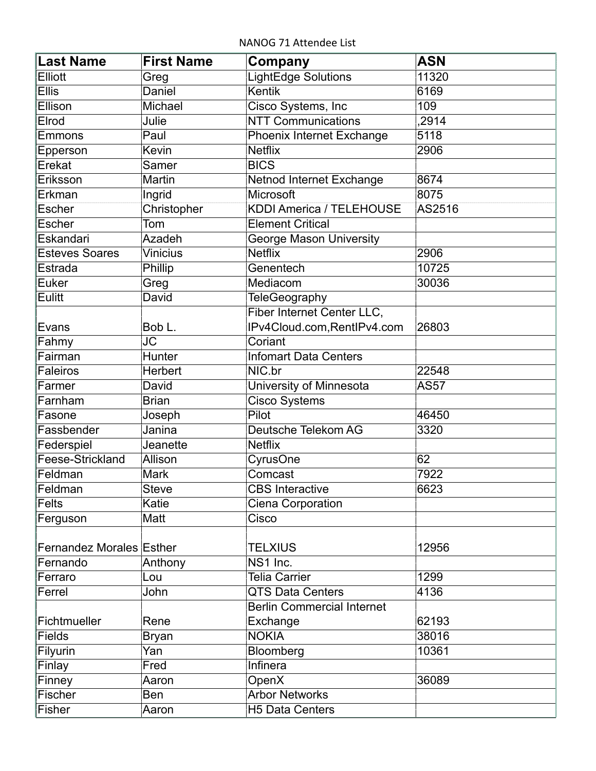NANOG 71 Attendee List

| Last Name | First Name | Company | ASN |
|---|---|---|---|
| Elliott | Greg | LightEdge Solutions | 11320 |
| Ellis | Daniel | Kentik | 6169 |
| Ellison | Michael | Cisco Systems, Inc | 109 |
| Elrod | Julie | NTT Communications | ,2914 |
| Emmons | Paul | Phoenix Internet Exchange | 5118 |
| Epperson | Kevin | Netflix | 2906 |
| Erekat | Samer | BICS | |
| Eriksson | Martin | Netnod Internet Exchange | 8674 |
| Erkman | Ingrid | Microsoft | 8075 |
| Escher | Christopher | KDDI America / TELEHOUSE | AS2516 |
| Escher | Tom | Element Critical | |
| Eskandari | Azadeh | George Mason University | |
| Esteves Soares | Vinicius | Netflix | 2906 |
| Estrada | Phillip | Genentech | 10725 |
| Euker | Greg | Mediacom | 30036 |
| Eulitt | David | TeleGeography | |
| Evans | Bob L. | Fiber Internet Center LLC, IPv4Cloud.com,RentIPv4.com | 26803 |
| Fahmy | JC | Coriant | |
| Fairman | Hunter | Infomart Data Centers | |
| Faleiros | Herbert | NIC.br | 22548 |
| Farmer | David | University of Minnesota | AS57 |
| Farnham | Brian | Cisco Systems | |
| Fasone | Joseph | Pilot | 46450 |
| Fassbender | Janina | Deutsche Telekom AG | 3320 |
| Federspiel | Jeanette | Netflix | |
| Feese-Strickland | Allison | CyrusOne | 62 |
| Feldman | Mark | Comcast | 7922 |
| Feldman | Steve | CBS Interactive | 6623 |
| Felts | Katie | Ciena Corporation | |
| Ferguson | Matt | Cisco | |
| Fernandez Morales | Esther | TELXIUS | 12956 |
| Fernando | Anthony | NS1 Inc. | |
| Ferraro | Lou | Telia Carrier | 1299 |
| Ferrel | John | QTS Data Centers | 4136 |
| Fichtmueller | Rene | Berlin Commercial Internet Exchange | 62193 |
| Fields | Bryan | NOKIA | 38016 |
| Filyurin | Yan | Bloomberg | 10361 |
| Finlay | Fred | Infinera | |
| Finney | Aaron | OpenX | 36089 |
| Fischer | Ben | Arbor Networks | |
| Fisher | Aaron | H5 Data Centers | |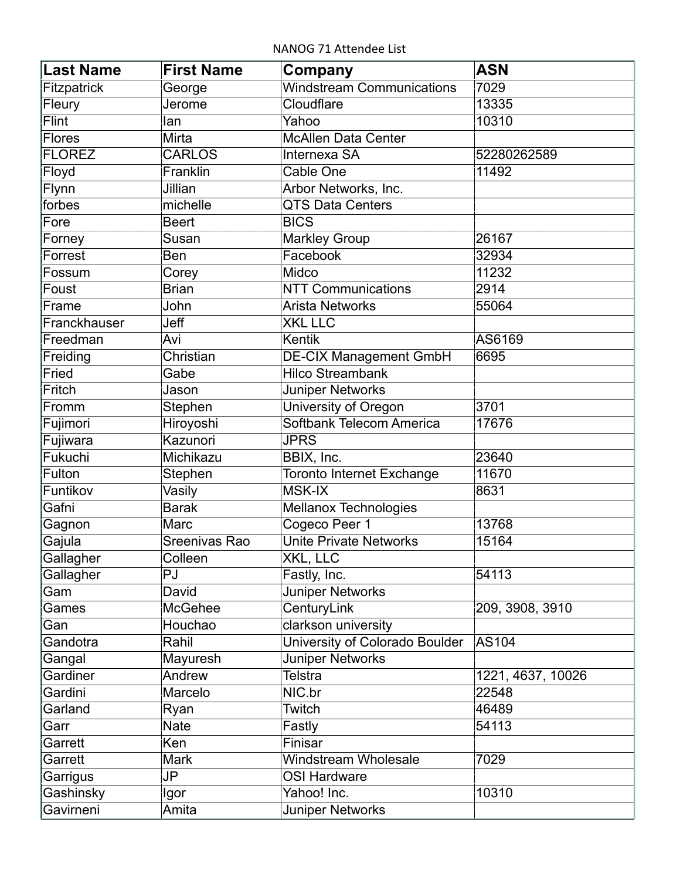NANOG 71 Attendee List

| Last Name | First Name | Company | ASN |
|---|---|---|---|
| Fitzpatrick | George | Windstream Communications | 7029 |
| Fleury | Jerome | Cloudflare | 13335 |
| Flint | Ian | Yahoo | 10310 |
| Flores | Mirta | McAllen Data Center | |
| FLOREZ | CARLOS | Internexa SA | 52280262589 |
| Floyd | Franklin | Cable One | 11492 |
| Flynn | Jillian | Arbor Networks, Inc. | |
| forbes | michelle | QTS Data Centers | |
| Fore | Beert | BICS | |
| Forney | Susan | Markley Group | 26167 |
| Forrest | Ben | Facebook | 32934 |
| Fossum | Corey | Midco | 11232 |
| Foust | Brian | NTT Communications | 2914 |
| Frame | John | Arista Networks | 55064 |
| Franckhauser | Jeff | XKL LLC | |
| Freedman | Avi | Kentik | AS6169 |
| Freiding | Christian | DE-CIX Management GmbH | 6695 |
| Fried | Gabe | Hilco Streambank | |
| Fritch | Jason | Juniper Networks | |
| Fromm | Stephen | University of Oregon | 3701 |
| Fujimori | Hiroyoshi | Softbank Telecom America | 17676 |
| Fujiwara | Kazunori | JPRS | |
| Fukuchi | Michikazu | BBIX, Inc. | 23640 |
| Fulton | Stephen | Toronto Internet Exchange | 11670 |
| Funtikov | Vasily | MSK-IX | 8631 |
| Gafni | Barak | Mellanox Technologies | |
| Gagnon | Marc | Cogeco Peer 1 | 13768 |
| Gajula | Sreenivas Rao | Unite Private Networks | 15164 |
| Gallagher | Colleen | XKL, LLC | |
| Gallagher | PJ | Fastly, Inc. | 54113 |
| Gam | David | Juniper Networks | |
| Games | McGehee | CenturyLink | 209, 3908, 3910 |
| Gan | Houchao | clarkson university | |
| Gandotra | Rahil | University of Colorado Boulder | AS104 |
| Gangal | Mayuresh | Juniper Networks | |
| Gardiner | Andrew | Telstra | 1221, 4637, 10026 |
| Gardini | Marcelo | NIC.br | 22548 |
| Garland | Ryan | Twitch | 46489 |
| Garr | Nate | Fastly | 54113 |
| Garrett | Ken | Finisar | |
| Garrett | Mark | Windstream Wholesale | 7029 |
| Garrigus | JP | OSI Hardware | |
| Gashinsky | Igor | Yahoo! Inc. | 10310 |
| Gavirneni | Amita | Juniper Networks | |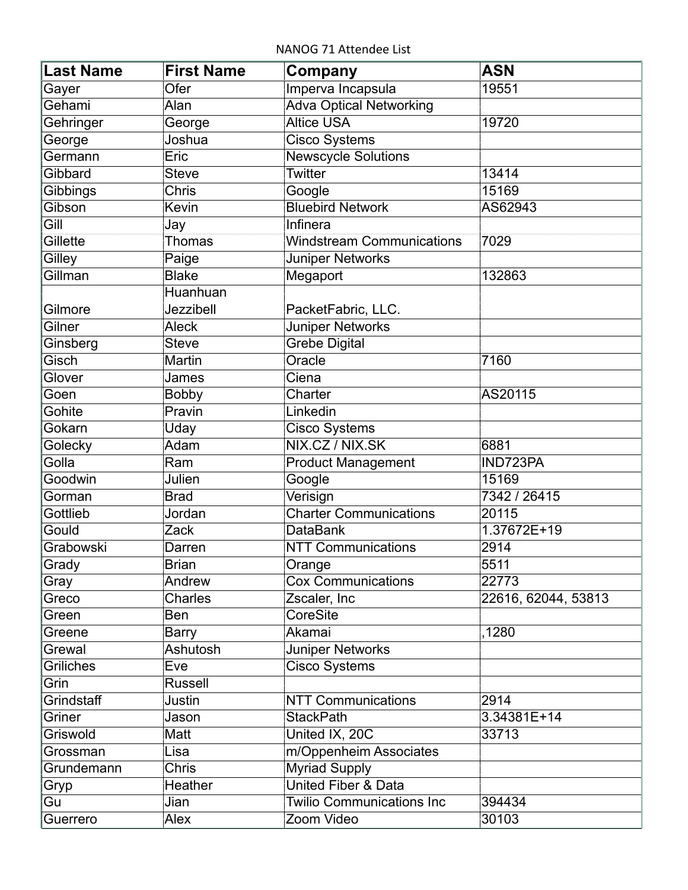NANOG 71 Attendee List

| Last Name | First Name | Company | ASN |
|---|---|---|---|
| Gayer | Ofer | Imperva Incapsula | 19551 |
| Gehami | Alan | Adva Optical Networking | |
| Gehringer | George | Altice USA | 19720 |
| George | Joshua | Cisco Systems | |
| Germann | Eric | Newscycle Solutions | |
| Gibbard | Steve | Twitter | 13414 |
| Gibbings | Chris | Google | 15169 |
| Gibson | Kevin | Bluebird Network | AS62943 |
| Gill | Jay | Infinera | |
| Gillette | Thomas | Windstream Communications | 7029 |
| Gilley | Paige | Juniper Networks | |
| Gillman | Blake | Megaport | 132863 |
| Gilmore | Huanhuan Jezzibell | PacketFabric, LLC. | |
| Gilner | Aleck | Juniper Networks | |
| Ginsberg | Steve | Grebe Digital | |
| Gisch | Martin | Oracle | 7160 |
| Glover | James | Ciena | |
| Goen | Bobby | Charter | AS20115 |
| Gohite | Pravin | Linkedin | |
| Gokarn | Uday | Cisco Systems | |
| Golecky | Adam | NIX.CZ / NIX.SK | 6881 |
| Golla | Ram | Product Management | IND723PA |
| Goodwin | Julien | Google | 15169 |
| Gorman | Brad | Verisign | 7342 / 26415 |
| Gottlieb | Jordan | Charter Communications | 20115 |
| Gould | Zack | DataBank | 1.37672E+19 |
| Grabowski | Darren | NTT Communications | 2914 |
| Grady | Brian | Orange | 5511 |
| Gray | Andrew | Cox Communications | 22773 |
| Greco | Charles | Zscaler, Inc | 22616, 62044, 53813 |
| Green | Ben | CoreSite | |
| Greene | Barry | Akamai | ,1280 |
| Grewal | Ashutosh | Juniper Networks | |
| Griliches | Eve | Cisco Systems | |
| Grin | Russell | | |
| Grindstaff | Justin | NTT Communications | 2914 |
| Griner | Jason | StackPath | 3.34381E+14 |
| Griswold | Matt | United IX, 20C | 33713 |
| Grossman | Lisa | m/Oppenheim Associates | |
| Grundemann | Chris | Myriad Supply | |
| Gryp | Heather | United Fiber & Data | |
| Gu | Jian | Twilio Communications Inc | 394434 |
| Guerrero | Alex | Zoom Video | 30103 |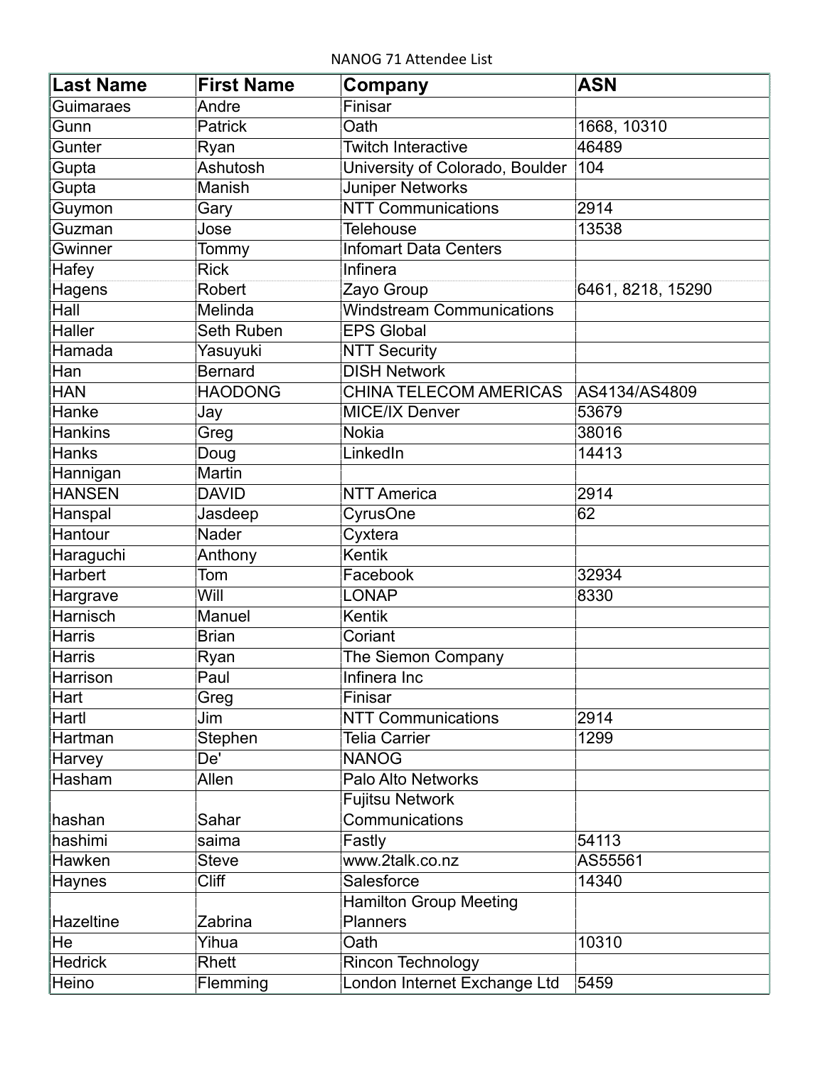NANOG 71 Attendee List

| Last Name | First Name | Company | ASN |
| --- | --- | --- | --- |
| Guimaraes | Andre | Finisar | |
| Gunn | Patrick | Oath | 1668, 10310 |
| Gunter | Ryan | Twitch Interactive | 46489 |
| Gupta | Ashutosh | University of Colorado, Boulder | 104 |
| Gupta | Manish | Juniper Networks | |
| Guymon | Gary | NTT Communications | 2914 |
| Guzman | Jose | Telehouse | 13538 |
| Gwinner | Tommy | Infomart Data Centers | |
| Hafey | Rick | Infinera | |
| Hagens | Robert | Zayo Group | 6461, 8218, 15290 |
| Hall | Melinda | Windstream Communications | |
| Haller | Seth Ruben | EPS Global | |
| Hamada | Yasuyuki | NTT Security | |
| Han | Bernard | DISH Network | |
| HAN | HAODONG | CHINA TELECOM AMERICAS | AS4134/AS4809 |
| Hanke | Jay | MICE/IX Denver | 53679 |
| Hankins | Greg | Nokia | 38016 |
| Hanks | Doug | LinkedIn | 14413 |
| Hannigan | Martin | | |
| HANSEN | DAVID | NTT America | 2914 |
| Hanspal | Jasdeep | CyrusOne | 62 |
| Hantour | Nader | Cyxtera | |
| Haraguchi | Anthony | Kentik | |
| Harbert | Tom | Facebook | 32934 |
| Hargrave | Will | LONAP | 8330 |
| Harnisch | Manuel | Kentik | |
| Harris | Brian | Coriant | |
| Harris | Ryan | The Siemon Company | |
| Harrison | Paul | Infinera Inc | |
| Hart | Greg | Finisar | |
| Hartl | Jim | NTT Communications | 2914 |
| Hartman | Stephen | Telia Carrier | 1299 |
| Harvey | De' | NANOG | |
| Hasham | Allen | Palo Alto Networks | |
| hashan | Sahar | Fujitsu Network Communications | |
| hashimi | saima | Fastly | 54113 |
| Hawken | Steve | www.2talk.co.nz | AS55561 |
| Haynes | Cliff | Salesforce | 14340 |
| Hazeltine | Zabrina | Hamilton Group Meeting Planners | |
| He | Yihua | Oath | 10310 |
| Hedrick | Rhett | Rincon Technology | |
| Heino | Flemming | London Internet Exchange Ltd | 5459 |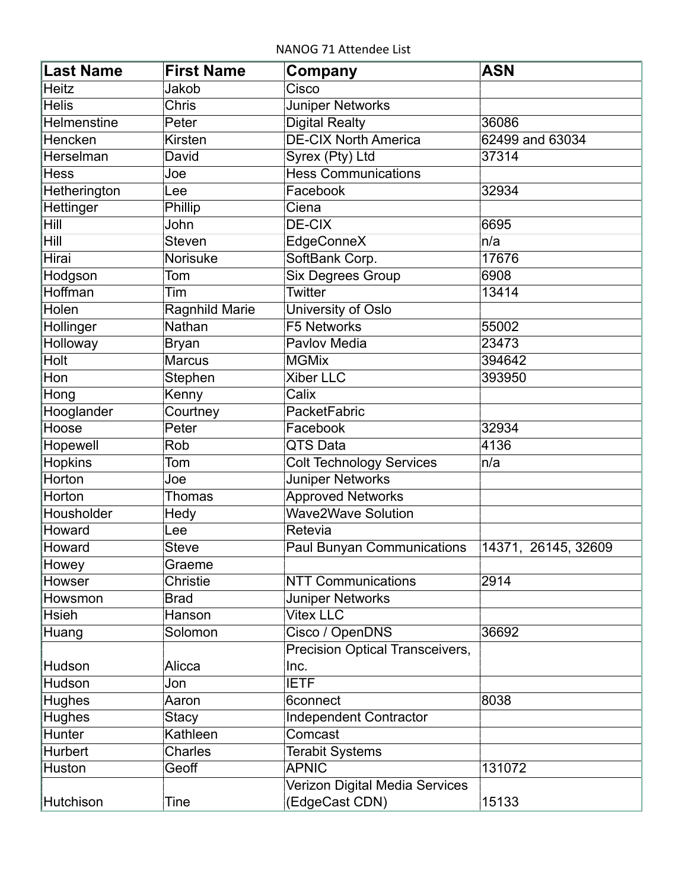NANOG 71 Attendee List

| Last Name | First Name | Company | ASN |
|---|---|---|---|
| Heitz | Jakob | Cisco | |
| Helis | Chris | Juniper Networks | |
| Helmenstine | Peter | Digital Realty | 36086 |
| Hencken | Kirsten | DE-CIX North America | 62499 and 63034 |
| Herselman | David | Syrex (Pty) Ltd | 37314 |
| Hess | Joe | Hess Communications | |
| Hetherington | Lee | Facebook | 32934 |
| Hettinger | Phillip | Ciena | |
| Hill | John | DE-CIX | 6695 |
| Hill | Steven | EdgeConneX | n/a |
| Hirai | Norisuke | SoftBank Corp. | 17676 |
| Hodgson | Tom | Six Degrees Group | 6908 |
| Hoffman | Tim | Twitter | 13414 |
| Holen | Ragnhild Marie | University of Oslo | |
| Hollinger | Nathan | F5 Networks | 55002 |
| Holloway | Bryan | Pavlov Media | 23473 |
| Holt | Marcus | MGMix | 394642 |
| Hon | Stephen | Xiber LLC | 393950 |
| Hong | Kenny | Calix | |
| Hooglander | Courtney | PacketFabric | |
| Hoose | Peter | Facebook | 32934 |
| Hopewell | Rob | QTS Data | 4136 |
| Hopkins | Tom | Colt Technology Services | n/a |
| Horton | Joe | Juniper Networks | |
| Horton | Thomas | Approved Networks | |
| Housholder | Hedy | Wave2Wave Solution | |
| Howard | Lee | Retevia | |
| Howard | Steve | Paul Bunyan Communications | 14371, 26145, 32609 |
| Howey | Graeme | | |
| Howser | Christie | NTT Communications | 2914 |
| Howsmon | Brad | Juniper Networks | |
| Hsieh | Hanson | Vitex LLC | |
| Huang | Solomon | Cisco / OpenDNS | 36692 |
| Hudson | Alicca | Precision Optical Transceivers, Inc. | |
| Hudson | Jon | IETF | |
| Hughes | Aaron | 6connect | 8038 |
| Hughes | Stacy | Independent Contractor | |
| Hunter | Kathleen | Comcast | |
| Hurbert | Charles | Terabit Systems | |
| Huston | Geoff | APNIC | 131072 |
| Hutchison | Tine | Verizon Digital Media Services (EdgeCast CDN) | 15133 |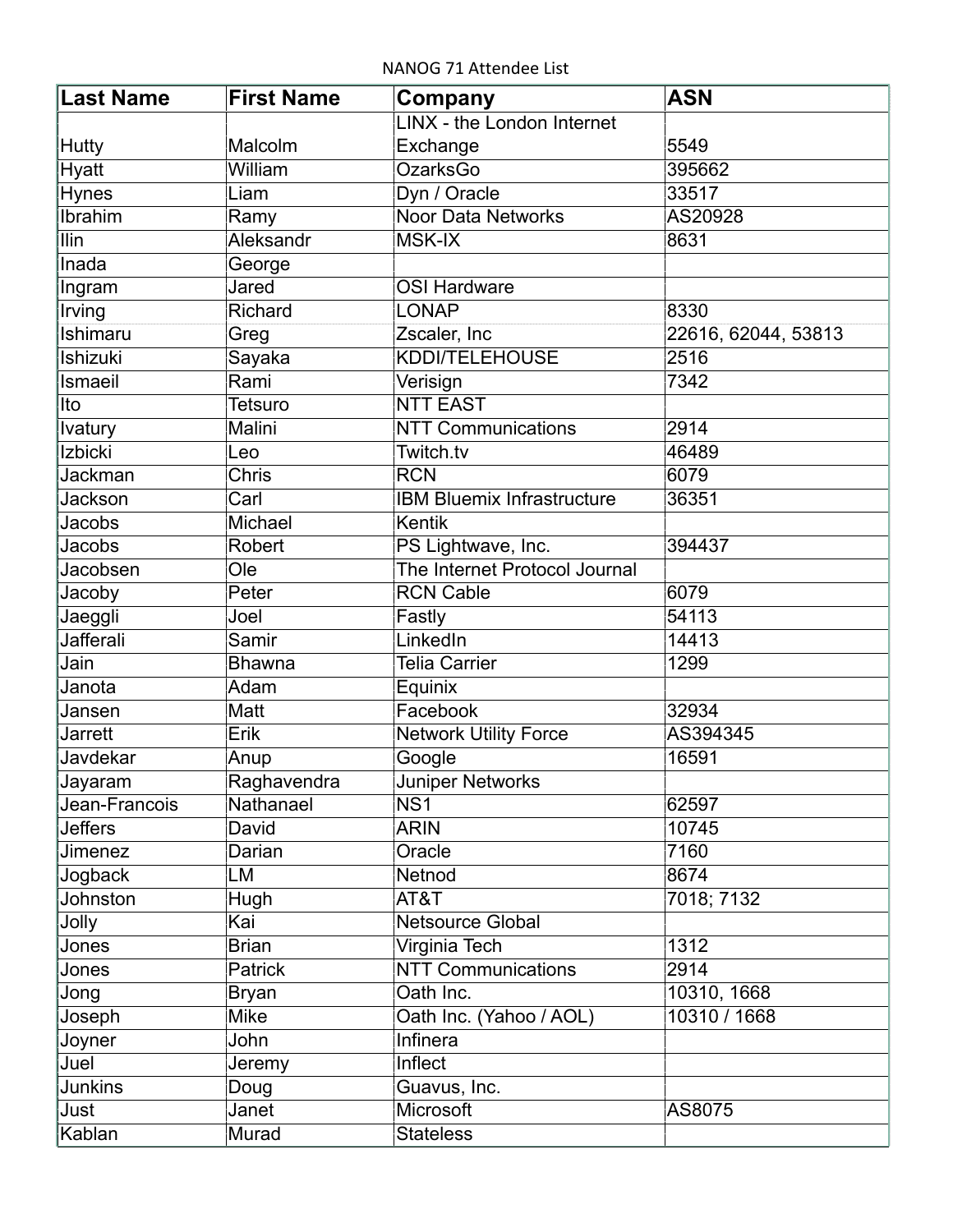NANOG 71 Attendee List

| Last Name | First Name | Company | ASN |
|---|---|---|---|
| Hutty | Malcolm | LINX - the London Internet Exchange | 5549 |
| Hyatt | William | OzarksGo | 395662 |
| Hynes | Liam | Dyn / Oracle | 33517 |
| Ibrahim | Ramy | Noor Data Networks | AS20928 |
| Ilin | Aleksandr | MSK-IX | 8631 |
| Inada | George | | |
| Ingram | Jared | OSI Hardware | |
| Irving | Richard | LONAP | 8330 |
| Ishimaru | Greg | Zscaler, Inc | 22616, 62044, 53813 |
| Ishizuki | Sayaka | KDDI/TELEHOUSE | 2516 |
| Ismaeil | Rami | Verisign | 7342 |
| Ito | Tetsuro | NTT EAST | |
| Ivatury | Malini | NTT Communications | 2914 |
| Izbicki | Leo | Twitch.tv | 46489 |
| Jackman | Chris | RCN | 6079 |
| Jackson | Carl | IBM Bluemix Infrastructure | 36351 |
| Jacobs | Michael | Kentik | |
| Jacobs | Robert | PS Lightwave, Inc. | 394437 |
| Jacobsen | Ole | The Internet Protocol Journal | |
| Jacoby | Peter | RCN Cable | 6079 |
| Jaeggli | Joel | Fastly | 54113 |
| Jafferali | Samir | LinkedIn | 14413 |
| Jain | Bhawna | Telia Carrier | 1299 |
| Janota | Adam | Equinix | |
| Jansen | Matt | Facebook | 32934 |
| Jarrett | Erik | Network Utility Force | AS394345 |
| Javdekar | Anup | Google | 16591 |
| Jayaram | Raghavendra | Juniper Networks | |
| Jean-Francois | Nathanael | NS1 | 62597 |
| Jeffers | David | ARIN | 10745 |
| Jimenez | Darian | Oracle | 7160 |
| Jogback | LM | Netnod | 8674 |
| Johnston | Hugh | AT&T | 7018; 7132 |
| Jolly | Kai | Netsource Global | |
| Jones | Brian | Virginia Tech | 1312 |
| Jones | Patrick | NTT Communications | 2914 |
| Jong | Bryan | Oath Inc. | 10310, 1668 |
| Joseph | Mike | Oath Inc. (Yahoo / AOL) | 10310 / 1668 |
| Joyner | John | Infinera | |
| Juel | Jeremy | Inflect | |
| Junkins | Doug | Guavus, Inc. | |
| Just | Janet | Microsoft | AS8075 |
| Kablan | Murad | Stateless | |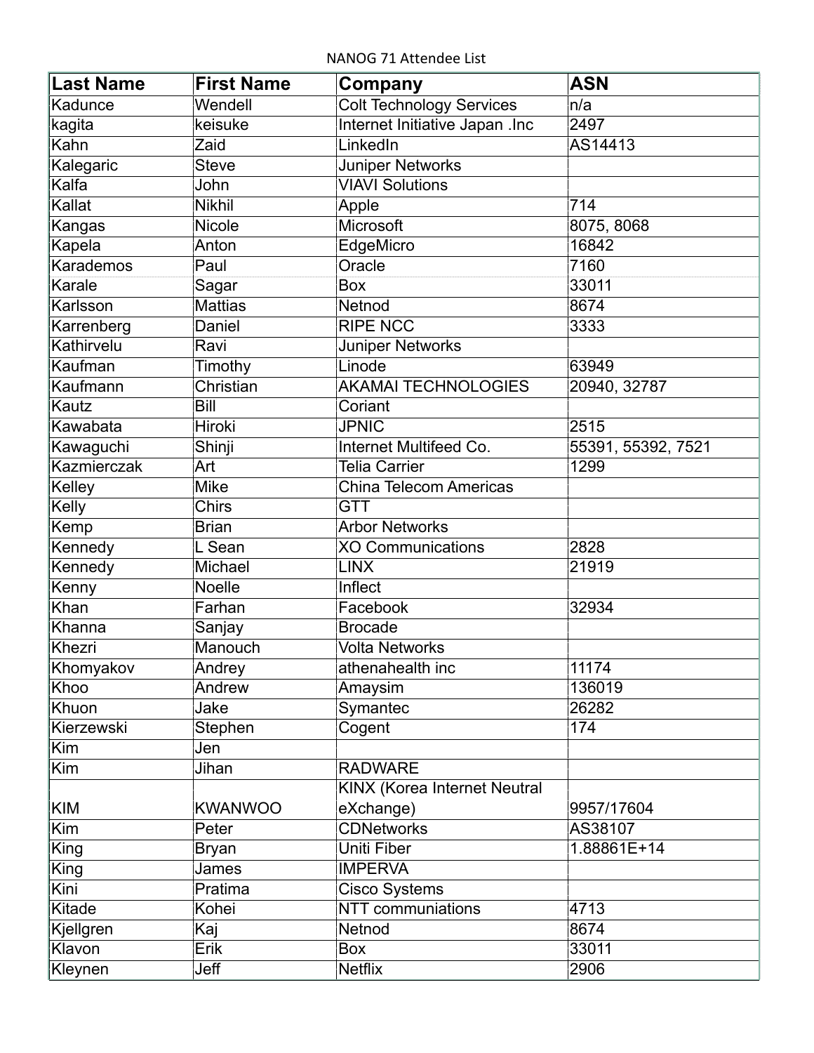NANOG 71 Attendee List

| Last Name | First Name | Company | ASN |
|---|---|---|---|
| Kadunce | Wendell | Colt Technology Services | n/a |
| kagita | keisuke | Internet Initiative Japan .Inc | 2497 |
| Kahn | Zaid | LinkedIn | AS14413 |
| Kalegaric | Steve | Juniper Networks | |
| Kalfa | John | VIAVI Solutions | |
| Kallat | Nikhil | Apple | 714 |
| Kangas | Nicole | Microsoft | 8075, 8068 |
| Kapela | Anton | EdgeMicro | 16842 |
| Karademos | Paul | Oracle | 7160 |
| Karale | Sagar | Box | 33011 |
| Karlsson | Mattias | Netnod | 8674 |
| Karrenberg | Daniel | RIPE NCC | 3333 |
| Kathirvelu | Ravi | Juniper Networks | |
| Kaufman | Timothy | Linode | 63949 |
| Kaufmann | Christian | AKAMAI TECHNOLOGIES | 20940, 32787 |
| Kautz | Bill | Coriant | |
| Kawabata | Hiroki | JPNIC | 2515 |
| Kawaguchi | Shinji | Internet Multifeed Co. | 55391, 55392, 7521 |
| Kazmierczak | Art | Telia Carrier | 1299 |
| Kelley | Mike | China Telecom Americas | |
| Kelly | Chirs | GTT | |
| Kemp | Brian | Arbor Networks | |
| Kennedy | L Sean | XO Communications | 2828 |
| Kennedy | Michael | LINX | 21919 |
| Kenny | Noelle | Inflect | |
| Khan | Farhan | Facebook | 32934 |
| Khanna | Sanjay | Brocade | |
| Khezri | Manouch | Volta Networks | |
| Khomyakov | Andrey | athenahealth inc | 11174 |
| Khoo | Andrew | Amaysim | 136019 |
| Khuon | Jake | Symantec | 26282 |
| Kierzewski | Stephen | Cogent | 174 |
| Kim | Jen | | |
| Kim | Jihan | RADWARE | |
| KIM | KWANWOO | KINX (Korea Internet Neutral eXchange) | 9957/17604 |
| Kim | Peter | CDNetworks | AS38107 |
| King | Bryan | Uniti Fiber | 1.88861E+14 |
| King | James | IMPERVA | |
| Kini | Pratima | Cisco Systems | |
| Kitade | Kohei | NTT communiations | 4713 |
| Kjellgren | Kaj | Netnod | 8674 |
| Klavon | Erik | Box | 33011 |
| Kleynen | Jeff | Netflix | 2906 |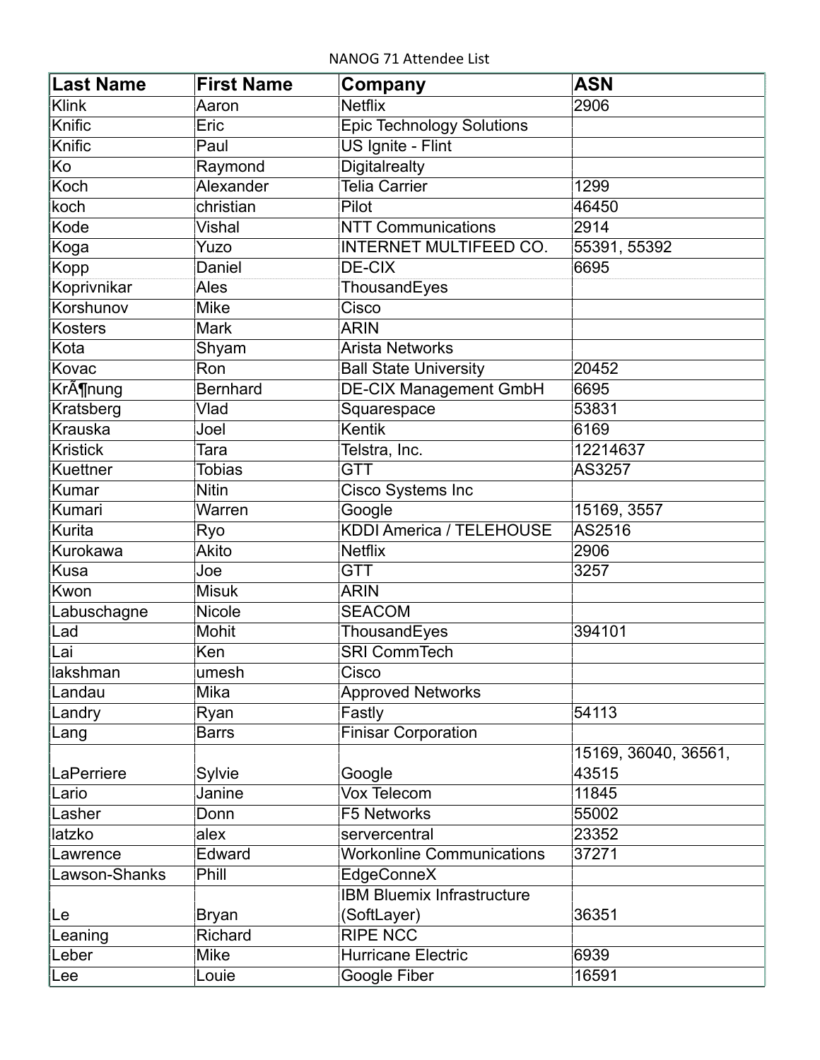NANOG 71 Attendee List

| Last Name | First Name | Company | ASN |
|---|---|---|---|
| Klink | Aaron | Netflix | 2906 |
| Knific | Eric | Epic Technology Solutions | |
| Knific | Paul | US Ignite - Flint | |
| Ko | Raymond | Digitalrealty | |
| Koch | Alexander | Telia Carrier | 1299 |
| koch | christian | Pilot | 46450 |
| Kode | Vishal | NTT Communications | 2914 |
| Koga | Yuzo | INTERNET MULTIFEED CO. | 55391, 55392 |
| Kopp | Daniel | DE-CIX | 6695 |
| Koprivnikar | Ales | ThousandEyes | |
| Korshunov | Mike | Cisco | |
| Kosters | Mark | ARIN | |
| Kota | Shyam | Arista Networks | |
| Kovac | Ron | Ball State University | 20452 |
| KrÃ¶nung | Bernhard | DE-CIX Management GmbH | 6695 |
| Kratsberg | Vlad | Squarespace | 53831 |
| Krauska | Joel | Kentik | 6169 |
| Kristick | Tara | Telstra, Inc. | 12214637 |
| Kuettner | Tobias | GTT | AS3257 |
| Kumar | Nitin | Cisco Systems Inc | |
| Kumari | Warren | Google | 15169, 3557 |
| Kurita | Ryo | KDDI America / TELEHOUSE | AS2516 |
| Kurokawa | Akito | Netflix | 2906 |
| Kusa | Joe | GTT | 3257 |
| Kwon | Misuk | ARIN | |
| Labuschagne | Nicole | SEACOM | |
| Lad | Mohit | ThousandEyes | 394101 |
| Lai | Ken | SRI CommTech | |
| lakshman | umesh | Cisco | |
| Landau | Mika | Approved Networks | |
| Landry | Ryan | Fastly | 54113 |
| Lang | Barrs | Finisar Corporation | |
| LaPerriere | Sylvie | Google | 15169, 36040, 36561, 43515 |
| Lario | Janine | Vox Telecom | 11845 |
| Lasher | Donn | F5 Networks | 55002 |
| latzko | alex | servercentral | 23352 |
| Lawrence | Edward | Workonline Communications | 37271 |
| Lawson-Shanks | Phill | EdgeConneX | |
| Le | Bryan | IBM Bluemix Infrastructure (SoftLayer) | 36351 |
| Leaning | Richard | RIPE NCC | |
| Leber | Mike | Hurricane Electric | 6939 |
| Lee | Louie | Google Fiber | 16591 |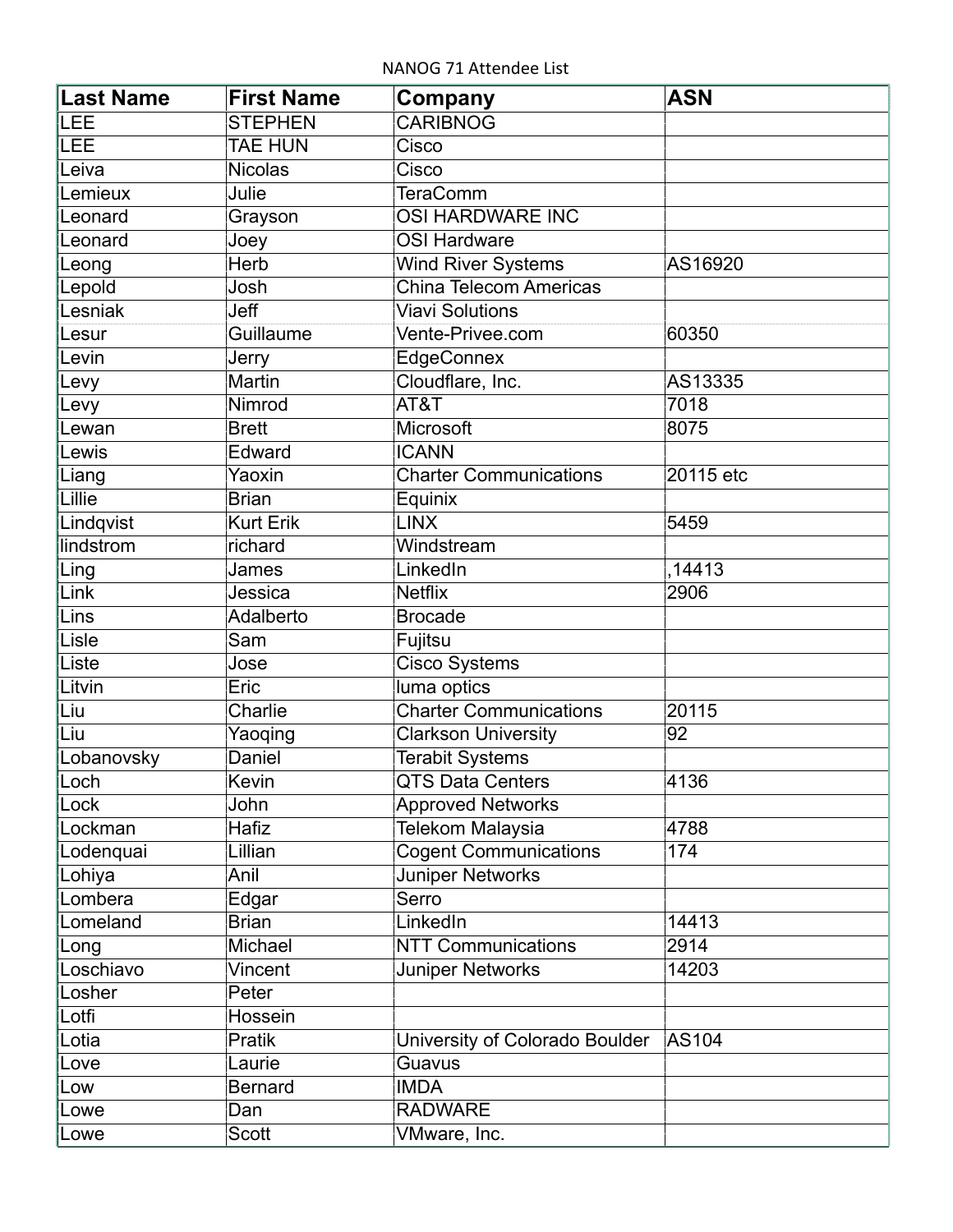NANOG 71 Attendee List

| Last Name | First Name | Company | ASN |
|---|---|---|---|
| LEE | STEPHEN | CARIBNOG | |
| LEE | TAE HUN | Cisco | |
| Leiva | Nicolas | Cisco | |
| Lemieux | Julie | TeraComm | |
| Leonard | Grayson | OSI HARDWARE INC | |
| Leonard | Joey | OSI Hardware | |
| Leong | Herb | Wind River Systems | AS16920 |
| Lepold | Josh | China Telecom Americas | |
| Lesniak | Jeff | Viavi Solutions | |
| Lesur | Guillaume | Vente-Privee.com | 60350 |
| Levin | Jerry | EdgeConnex | |
| Levy | Martin | Cloudflare, Inc. | AS13335 |
| Levy | Nimrod | AT&T | 7018 |
| Lewan | Brett | Microsoft | 8075 |
| Lewis | Edward | ICANN | |
| Liang | Yaoxin | Charter Communications | 20115 etc |
| Lillie | Brian | Equinix | |
| Lindqvist | Kurt Erik | LINX | 5459 |
| lindstrom | richard | Windstream | |
| Ling | James | LinkedIn | ,14413 |
| Link | Jessica | Netflix | 2906 |
| Lins | Adalberto | Brocade | |
| Lisle | Sam | Fujitsu | |
| Liste | Jose | Cisco Systems | |
| Litvin | Eric | luma optics | |
| Liu | Charlie | Charter Communications | 20115 |
| Liu | Yaoqing | Clarkson University | 92 |
| Lobanovsky | Daniel | Terabit Systems | |
| Loch | Kevin | QTS Data Centers | 4136 |
| Lock | John | Approved Networks | |
| Lockman | Hafiz | Telekom Malaysia | 4788 |
| Lodenquai | Lillian | Cogent Communications | 174 |
| Lohiya | Anil | Juniper Networks | |
| Lombera | Edgar | Serro | |
| Lomeland | Brian | LinkedIn | 14413 |
| Long | Michael | NTT Communications | 2914 |
| Loschiavo | Vincent | Juniper Networks | 14203 |
| Losher | Peter | | |
| Lotfi | Hossein | | |
| Lotia | Pratik | University of Colorado Boulder | AS104 |
| Love | Laurie | Guavus | |
| Low | Bernard | IMDA | |
| Lowe | Dan | RADWARE | |
| Lowe | Scott | VMware, Inc. | |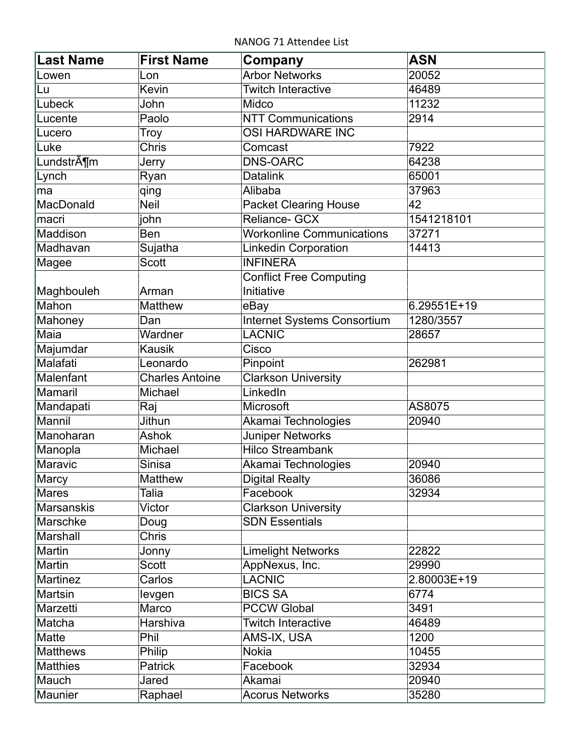NANOG 71 Attendee List

| Last Name | First Name | Company | ASN |
|---|---|---|---|
| Lowen | Lon | Arbor Networks | 20052 |
| Lu | Kevin | Twitch Interactive | 46489 |
| Lubeck | John | Midco | 11232 |
| Lucente | Paolo | NTT Communications | 2914 |
| Lucero | Troy | OSI HARDWARE INC | |
| Luke | Chris | Comcast | 7922 |
| LundstrÃ¶m | Jerry | DNS-OARC | 64238 |
| Lynch | Ryan | Datalink | 65001 |
| ma | qing | Alibaba | 37963 |
| MacDonald | Neil | Packet Clearing House | 42 |
| macri | john | Reliance- GCX | 1541218101 |
| Maddison | Ben | Workonline Communications | 37271 |
| Madhavan | Sujatha | Linkedin Corporation | 14413 |
| Magee | Scott | INFINERA | |
| Maghbouleh | Arman | Conflict Free Computing Initiative | |
| Mahon | Matthew | eBay | 6.29551E+19 |
| Mahoney | Dan | Internet Systems Consortium | 1280/3557 |
| Maia | Wardner | LACNIC | 28657 |
| Majumdar | Kausik | Cisco | |
| Malafati | Leonardo | Pinpoint | 262981 |
| Malenfant | Charles Antoine | Clarkson University | |
| Mamaril | Michael | LinkedIn | |
| Mandapati | Raj | Microsoft | AS8075 |
| Mannil | Jithun | Akamai Technologies | 20940 |
| Manoharan | Ashok | Juniper Networks | |
| Manopla | Michael | Hilco Streambank | |
| Maravic | Sinisa | Akamai Technologies | 20940 |
| Marcy | Matthew | Digital Realty | 36086 |
| Mares | Talia | Facebook | 32934 |
| Marsanskis | Victor | Clarkson University | |
| Marschke | Doug | SDN Essentials | |
| Marshall | Chris | | |
| Martin | Jonny | Limelight Networks | 22822 |
| Martin | Scott | AppNexus, Inc. | 29990 |
| Martinez | Carlos | LACNIC | 2.80003E+19 |
| Martsin | Ievgen | BICS SA | 6774 |
| Marzetti | Marco | PCCW Global | 3491 |
| Matcha | Harshiva | Twitch Interactive | 46489 |
| Matte | Phil | AMS-IX, USA | 1200 |
| Matthews | Philip | Nokia | 10455 |
| Matthies | Patrick | Facebook | 32934 |
| Mauch | Jared | Akamai | 20940 |
| Maunier | Raphael | Acorus Networks | 35280 |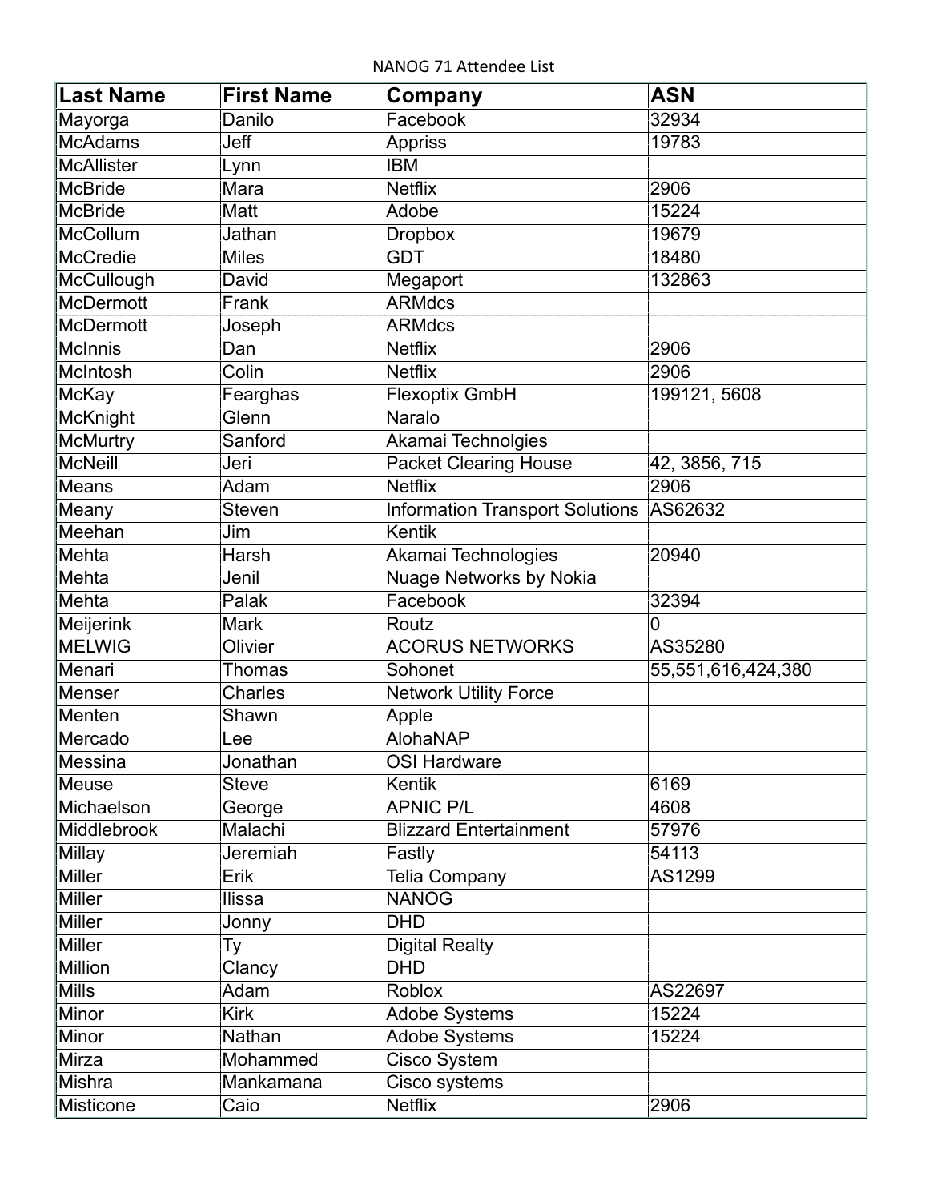NANOG 71 Attendee List

| Last Name | First Name | Company | ASN |
|---|---|---|---|
| Mayorga | Danilo | Facebook | 32934 |
| McAdams | Jeff | Appriss | 19783 |
| McAllister | Lynn | IBM | |
| McBride | Mara | Netflix | 2906 |
| McBride | Matt | Adobe | 15224 |
| McCollum | Jathan | Dropbox | 19679 |
| McCredie | Miles | GDT | 18480 |
| McCullough | David | Megaport | 132863 |
| McDermott | Frank | ARMdcs | |
| McDermott | Joseph | ARMdcs | |
| McInnis | Dan | Netflix | 2906 |
| McIntosh | Colin | Netflix | 2906 |
| McKay | Fearghas | Flexoptix GmbH | 199121, 5608 |
| McKnight | Glenn | Naralo | |
| McMurtry | Sanford | Akamai Technolgies | |
| McNeill | Jeri | Packet Clearing House | 42, 3856, 715 |
| Means | Adam | Netflix | 2906 |
| Meany | Steven | Information Transport Solutions | AS62632 |
| Meehan | Jim | Kentik | |
| Mehta | Harsh | Akamai Technologies | 20940 |
| Mehta | Jenil | Nuage Networks by Nokia | |
| Mehta | Palak | Facebook | 32394 |
| Meijerink | Mark | Routz | 0 |
| MELWIG | Olivier | ACORUS NETWORKS | AS35280 |
| Menari | Thomas | Sohonet | 55,551,616,424,380 |
| Menser | Charles | Network Utility Force | |
| Menten | Shawn | Apple | |
| Mercado | Lee | AlohaNAP | |
| Messina | Jonathan | OSI Hardware | |
| Meuse | Steve | Kentik | 6169 |
| Michaelson | George | APNIC P/L | 4608 |
| Middlebrook | Malachi | Blizzard Entertainment | 57976 |
| Millay | Jeremiah | Fastly | 54113 |
| Miller | Erik | Telia Company | AS1299 |
| Miller | Ilissa | NANOG | |
| Miller | Jonny | DHD | |
| Miller | Ty | Digital Realty | |
| Million | Clancy | DHD | |
| Mills | Adam | Roblox | AS22697 |
| Minor | Kirk | Adobe Systems | 15224 |
| Minor | Nathan | Adobe Systems | 15224 |
| Mirza | Mohammed | Cisco System | |
| Mishra | Mankamana | Cisco systems | |
| Misticone | Caio | Netflix | 2906 |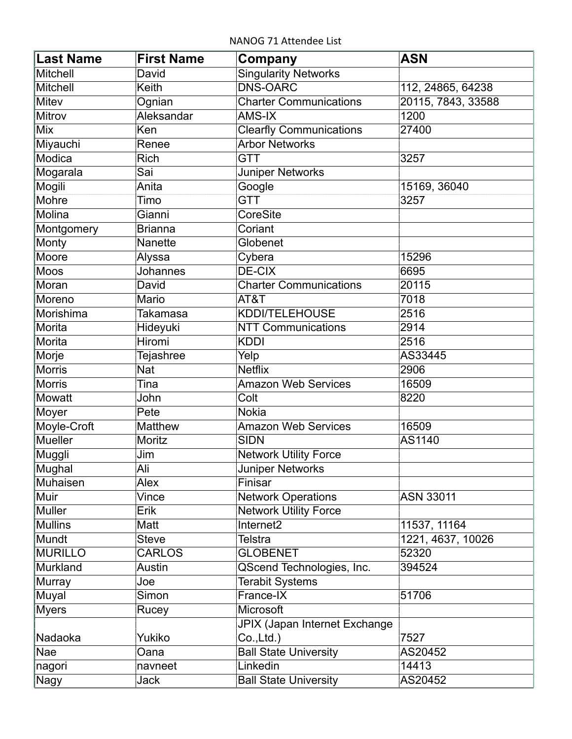NANOG 71 Attendee List

| Last Name | First Name | Company | ASN |
|---|---|---|---|
| Mitchell | David | Singularity Networks | |
| Mitchell | Keith | DNS-OARC | 112, 24865, 64238 |
| Mitev | Ognian | Charter Communications | 20115, 7843, 33588 |
| Mitrov | Aleksandar | AMS-IX | 1200 |
| Mix | Ken | Clearfly Communications | 27400 |
| Miyauchi | Renee | Arbor Networks | |
| Modica | Rich | GTT | 3257 |
| Mogarala | Sai | Juniper Networks | |
| Mogili | Anita | Google | 15169, 36040 |
| Mohre | Timo | GTT | 3257 |
| Molina | Gianni | CoreSite | |
| Montgomery | Brianna | Coriant | |
| Monty | Nanette | Globenet | |
| Moore | Alyssa | Cybera | 15296 |
| Moos | Johannes | DE-CIX | 6695 |
| Moran | David | Charter Communications | 20115 |
| Moreno | Mario | AT&T | 7018 |
| Morishima | Takamasa | KDDI/TELEHOUSE | 2516 |
| Morita | Hideyuki | NTT Communications | 2914 |
| Morita | Hiromi | KDDI | 2516 |
| Morje | Tejashree | Yelp | AS33445 |
| Morris | Nat | Netflix | 2906 |
| Morris | Tina | Amazon Web Services | 16509 |
| Mowatt | John | Colt | 8220 |
| Moyer | Pete | Nokia | |
| Moyle-Croft | Matthew | Amazon Web Services | 16509 |
| Mueller | Moritz | SIDN | AS1140 |
| Muggli | Jim | Network Utility Force | |
| Mughal | Ali | Juniper Networks | |
| Muhaisen | Alex | Finisar | |
| Muir | Vince | Network Operations | ASN 33011 |
| Muller | Erik | Network Utility Force | |
| Mullins | Matt | Internet2 | 11537, 11164 |
| Mundt | Steve | Telstra | 1221, 4637, 10026 |
| MURILLO | CARLOS | GLOBENET | 52320 |
| Murkland | Austin | QScend Technologies, Inc. | 394524 |
| Murray | Joe | Terabit Systems | |
| Muyal | Simon | France-IX | 51706 |
| Myers | Rucey | Microsoft | |
| Nadaoka | Yukiko | JPIX (Japan Internet Exchange Co.,Ltd.) | 7527 |
| Nae | Oana | Ball State University | AS20452 |
| nagori | navneet | Linkedin | 14413 |
| Nagy | Jack | Ball State University | AS20452 |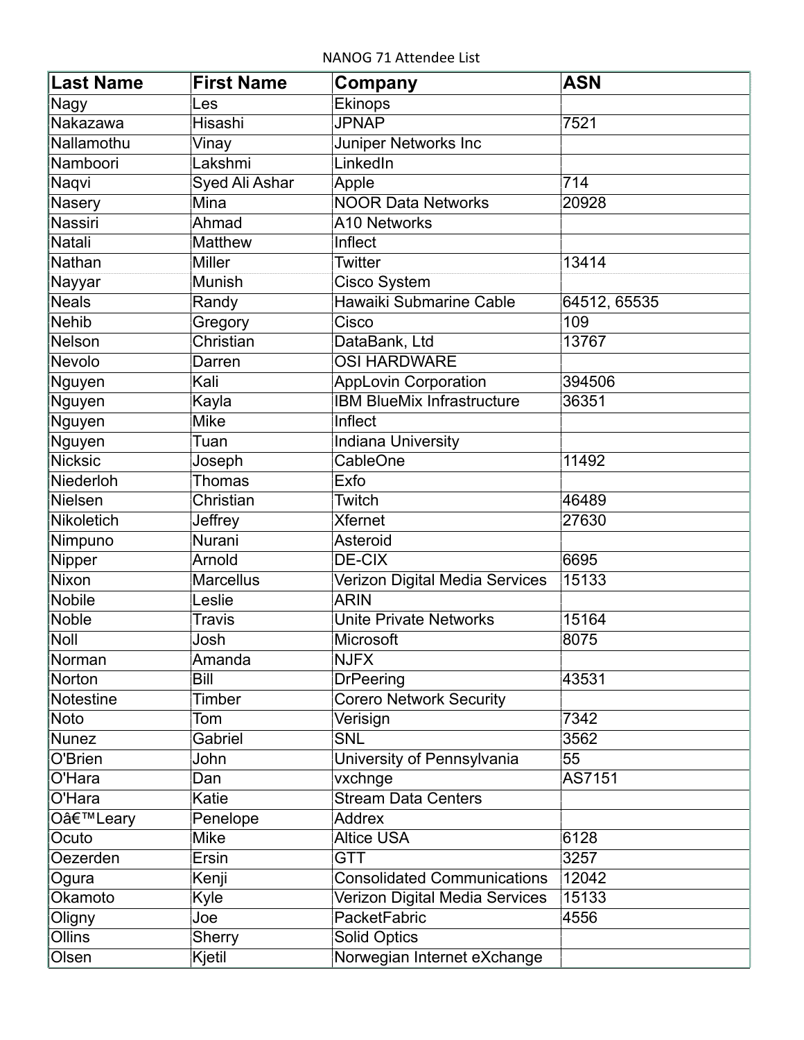NANOG 71 Attendee List

| Last Name | First Name | Company | ASN |
|---|---|---|---|
| Nagy | Les | Ekinops | |
| Nakazawa | Hisashi | JPNAP | 7521 |
| Nallamothu | Vinay | Juniper Networks Inc | |
| Namboori | Lakshmi | LinkedIn | |
| Naqvi | Syed Ali Ashar | Apple | 714 |
| Nasery | Mina | NOOR Data Networks | 20928 |
| Nassiri | Ahmad | A10 Networks | |
| Natali | Matthew | Inflect | |
| Nathan | Miller | Twitter | 13414 |
| Nayyar | Munish | Cisco System | |
| Neals | Randy | Hawaiki Submarine Cable | 64512, 65535 |
| Nehib | Gregory | Cisco | 109 |
| Nelson | Christian | DataBank, Ltd | 13767 |
| Nevolo | Darren | OSI HARDWARE | |
| Nguyen | Kali | AppLovin Corporation | 394506 |
| Nguyen | Kayla | IBM BlueMix Infrastructure | 36351 |
| Nguyen | Mike | Inflect | |
| Nguyen | Tuan | Indiana University | |
| Nicksic | Joseph | CableOne | 11492 |
| Niederloh | Thomas | Exfo | |
| Nielsen | Christian | Twitch | 46489 |
| Nikoletich | Jeffrey | Xfernet | 27630 |
| Nimpuno | Nurani | Asteroid | |
| Nipper | Arnold | DE-CIX | 6695 |
| Nixon | Marcellus | Verizon Digital Media Services | 15133 |
| Nobile | Leslie | ARIN | |
| Noble | Travis | Unite Private Networks | 15164 |
| Noll | Josh | Microsoft | 8075 |
| Norman | Amanda | NJFX | |
| Norton | Bill | DrPeering | 43531 |
| Notestine | Timber | Corero Network Security | |
| Noto | Tom | Verisign | 7342 |
| Nunez | Gabriel | SNL | 3562 |
| O'Brien | John | University of Pennsylvania | 55 |
| O'Hara | Dan | vxchnge | AS7151 |
| O'Hara | Katie | Stream Data Centers | |
| Oâ€™Leary | Penelope | Addrex | |
| Ocuto | Mike | Altice USA | 6128 |
| Oezerden | Ersin | GTT | 3257 |
| Ogura | Kenji | Consolidated Communications | 12042 |
| Okamoto | Kyle | Verizon Digital Media Services | 15133 |
| Oligny | Joe | PacketFabric | 4556 |
| Ollins | Sherry | Solid Optics | |
| Olsen | Kjetil | Norwegian Internet eXchange | |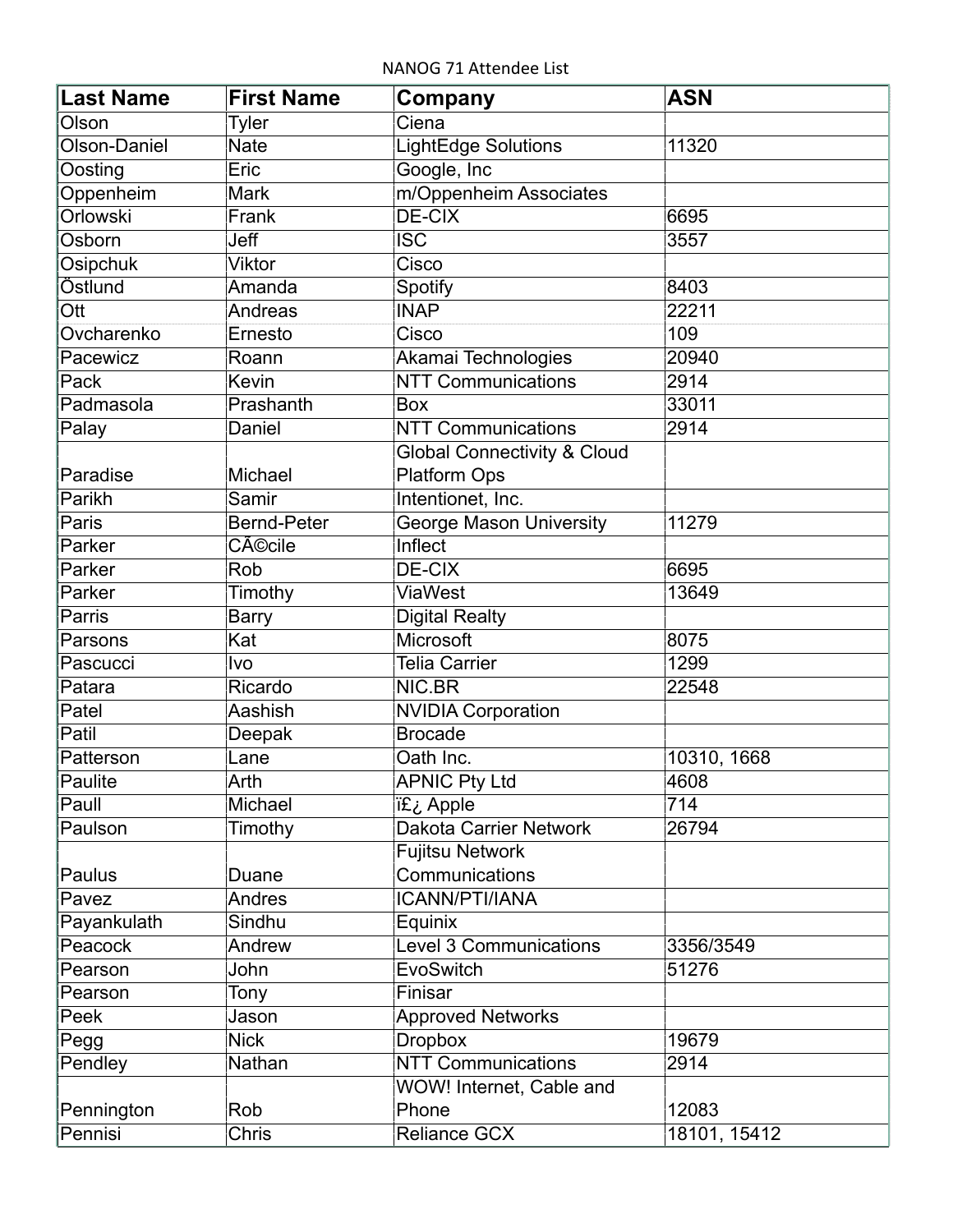NANOG 71 Attendee List

| Last Name | First Name | Company | ASN |
|---|---|---|---|
| Olson | Tyler | Ciena | |
| Olson-Daniel | Nate | LightEdge Solutions | 11320 |
| Oosting | Eric | Google, Inc | |
| Oppenheim | Mark | m/Oppenheim Associates | |
| Orlowski | Frank | DE-CIX | 6695 |
| Osborn | Jeff | ISC | 3557 |
| Osipchuk | Viktor | Cisco | |
| Östlund | Amanda | Spotify | 8403 |
| Ott | Andreas | INAP | 22211 |
| Ovcharenko | Ernesto | Cisco | 109 |
| Pacewicz | Roann | Akamai Technologies | 20940 |
| Pack | Kevin | NTT Communications | 2914 |
| Padmasola | Prashanth | Box | 33011 |
| Palay | Daniel | NTT Communications | 2914 |
| Paradise | Michael | Global Connectivity & Cloud Platform Ops | |
| Parikh | Samir | Intentionet, Inc. | |
| Paris | Bernd-Peter | George Mason University | 11279 |
| Parker | CÃ©cile | Inflect | |
| Parker | Rob | DE-CIX | 6695 |
| Parker | Timothy | ViaWest | 13649 |
| Parris | Barry | Digital Realty | |
| Parsons | Kat | Microsoft | 8075 |
| Pascucci | Ivo | Telia Carrier | 1299 |
| Patara | Ricardo | NIC.BR | 22548 |
| Patel | Aashish | NVIDIA Corporation | |
| Patil | Deepak | Brocade | |
| Patterson | Lane | Oath Inc. | 10310, 1668 |
| Paulite | Arth | APNIC Pty Ltd | 4608 |
| Paull | Michael | ï£¿ Apple | 714 |
| Paulson | Timothy | Dakota Carrier Network | 26794 |
| Paulus | Duane | Fujitsu Network Communications | |
| Pavez | Andres | ICANN/PTI/IANA | |
| Payankulath | Sindhu | Equinix | |
| Peacock | Andrew | Level 3 Communications | 3356/3549 |
| Pearson | John | EvoSwitch | 51276 |
| Pearson | Tony | Finisar | |
| Peek | Jason | Approved Networks | |
| Pegg | Nick | Dropbox | 19679 |
| Pendley | Nathan | NTT Communications | 2914 |
| Pennington | Rob | WOW! Internet, Cable and Phone | 12083 |
| Pennisi | Chris | Reliance GCX | 18101, 15412 |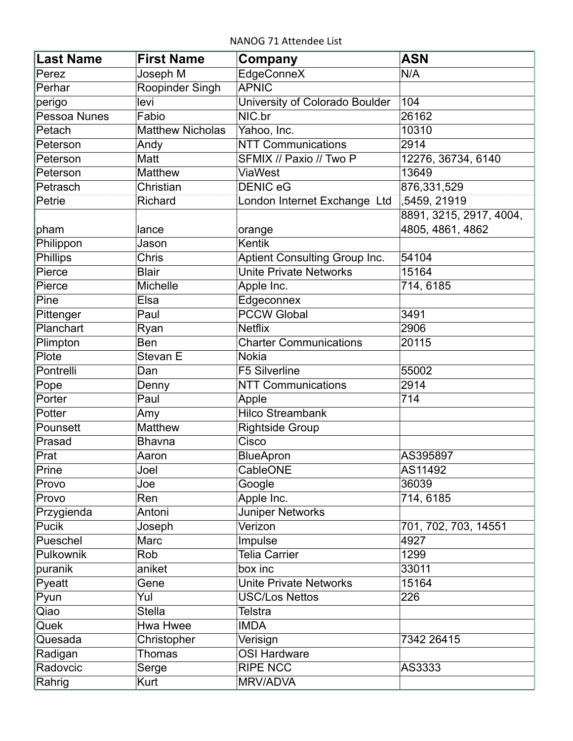NANOG 71 Attendee List

| Last Name | First Name | Company | ASN |
|---|---|---|---|
| Perez | Joseph M | EdgeConneX | N/A |
| Perhar | Roopinder Singh | APNIC | |
| perigo | levi | University of Colorado Boulder | 104 |
| Pessoa Nunes | Fabio | NIC.br | 26162 |
| Petach | Matthew Nicholas | Yahoo, Inc. | 10310 |
| Peterson | Andy | NTT Communications | 2914 |
| Peterson | Matt | SFMIX // Paxio // Two P | 12276, 36734, 6140 |
| Peterson | Matthew | ViaWest | 13649 |
| Petrasch | Christian | DENIC eG | 876,331,529 |
| Petrie | Richard | London Internet Exchange  Ltd | ,5459, 21919 |
| pham | lance | orange | 8891, 3215, 2917, 4004, 4805, 4861, 4862 |
| Philippon | Jason | Kentik | |
| Phillips | Chris | Aptient Consulting Group Inc. | 54104 |
| Pierce | Blair | Unite Private Networks | 15164 |
| Pierce | Michelle | Apple Inc. | 714, 6185 |
| Pine | Elsa | Edgeconnex | |
| Pittenger | Paul | PCCW Global | 3491 |
| Planchart | Ryan | Netflix | 2906 |
| Plimpton | Ben | Charter Communications | 20115 |
| Plote | Stevan E | Nokia | |
| Pontrelli | Dan | F5 Silverline | 55002 |
| Pope | Denny | NTT Communications | 2914 |
| Porter | Paul | Apple | 714 |
| Potter | Amy | Hilco Streambank | |
| Pounsett | Matthew | Rightside Group | |
| Prasad | Bhavna | Cisco | |
| Prat | Aaron | BlueApron | AS395897 |
| Prine | Joel | CableONE | AS11492 |
| Provo | Joe | Google | 36039 |
| Provo | Ren | Apple Inc. | 714, 6185 |
| Przygienda | Antoni | Juniper Networks | |
| Pucik | Joseph | Verizon | 701, 702, 703, 14551 |
| Pueschel | Marc | Impulse | 4927 |
| Pulkownik | Rob | Telia Carrier | 1299 |
| puranik | aniket | box inc | 33011 |
| Pyeatt | Gene | Unite Private Networks | 15164 |
| Pyun | Yul | USC/Los Nettos | 226 |
| Qiao | Stella | Telstra | |
| Quek | Hwa Hwee | IMDA | |
| Quesada | Christopher | Verisign | 7342 26415 |
| Radigan | Thomas | OSI Hardware | |
| Radovcic | Serge | RIPE NCC | AS3333 |
| Rahrig | Kurt | MRV/ADVA | |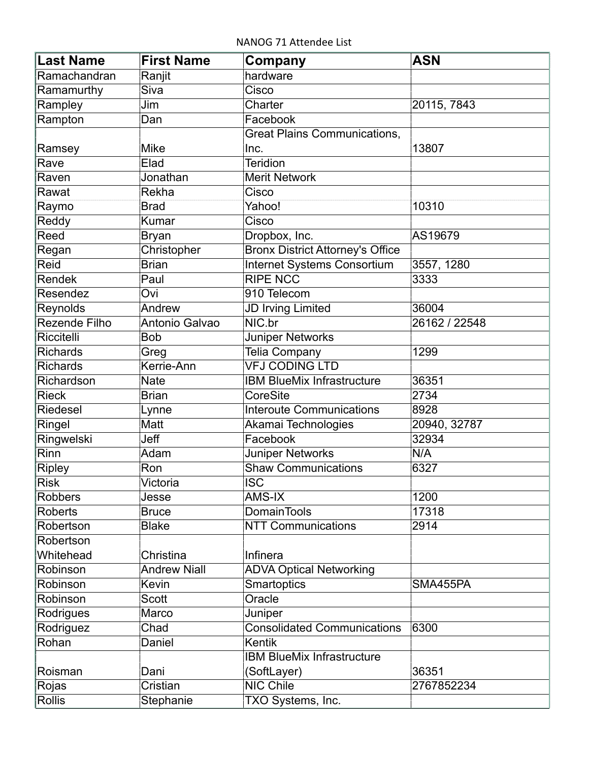NANOG 71 Attendee List

| Last Name | First Name | Company | ASN |
|---|---|---|---|
| Ramachandran | Ranjit | hardware | |
| Ramamurthy | Siva | Cisco | |
| Rampley | Jim | Charter | 20115, 7843 |
| Rampton | Dan | Facebook | |
| Ramsey | Mike | Great Plains Communications, Inc. | 13807 |
| Rave | Elad | Teridion | |
| Raven | Jonathan | Merit Network | |
| Rawat | Rekha | Cisco | |
| Raymo | Brad | Yahoo! | 10310 |
| Reddy | Kumar | Cisco | |
| Reed | Bryan | Dropbox, Inc. | AS19679 |
| Regan | Christopher | Bronx District Attorney's Office | |
| Reid | Brian | Internet Systems Consortium | 3557, 1280 |
| Rendek | Paul | RIPE NCC | 3333 |
| Resendez | Ovi | 910 Telecom | |
| Reynolds | Andrew | JD Irving Limited | 36004 |
| Rezende Filho | Antonio Galvao | NIC.br | 26162 / 22548 |
| Riccitelli | Bob | Juniper Networks | |
| Richards | Greg | Telia Company | 1299 |
| Richards | Kerrie-Ann | VFJ CODING LTD | |
| Richardson | Nate | IBM BlueMix Infrastructure | 36351 |
| Rieck | Brian | CoreSite | 2734 |
| Riedesel | Lynne | Interoute Communications | 8928 |
| Ringel | Matt | Akamai Technologies | 20940, 32787 |
| Ringwelski | Jeff | Facebook | 32934 |
| Rinn | Adam | Juniper Networks | N/A |
| Ripley | Ron | Shaw Communications | 6327 |
| Risk | Victoria | ISC | |
| Robbers | Jesse | AMS-IX | 1200 |
| Roberts | Bruce | DomainTools | 17318 |
| Robertson | Blake | NTT Communications | 2914 |
| Robertson Whitehead | Christina | Infinera | |
| Robinson | Andrew Niall | ADVA Optical Networking | |
| Robinson | Kevin | Smartoptics | SMA455PA |
| Robinson | Scott | Oracle | |
| Rodrigues | Marco | Juniper | |
| Rodriguez | Chad | Consolidated Communications | 6300 |
| Rohan | Daniel | Kentik | |
| Roisman | Dani | IBM BlueMix Infrastructure (SoftLayer) | 36351 |
| Rojas | Cristian | NIC Chile | 2767852234 |
| Rollis | Stephanie | TXO Systems, Inc. | |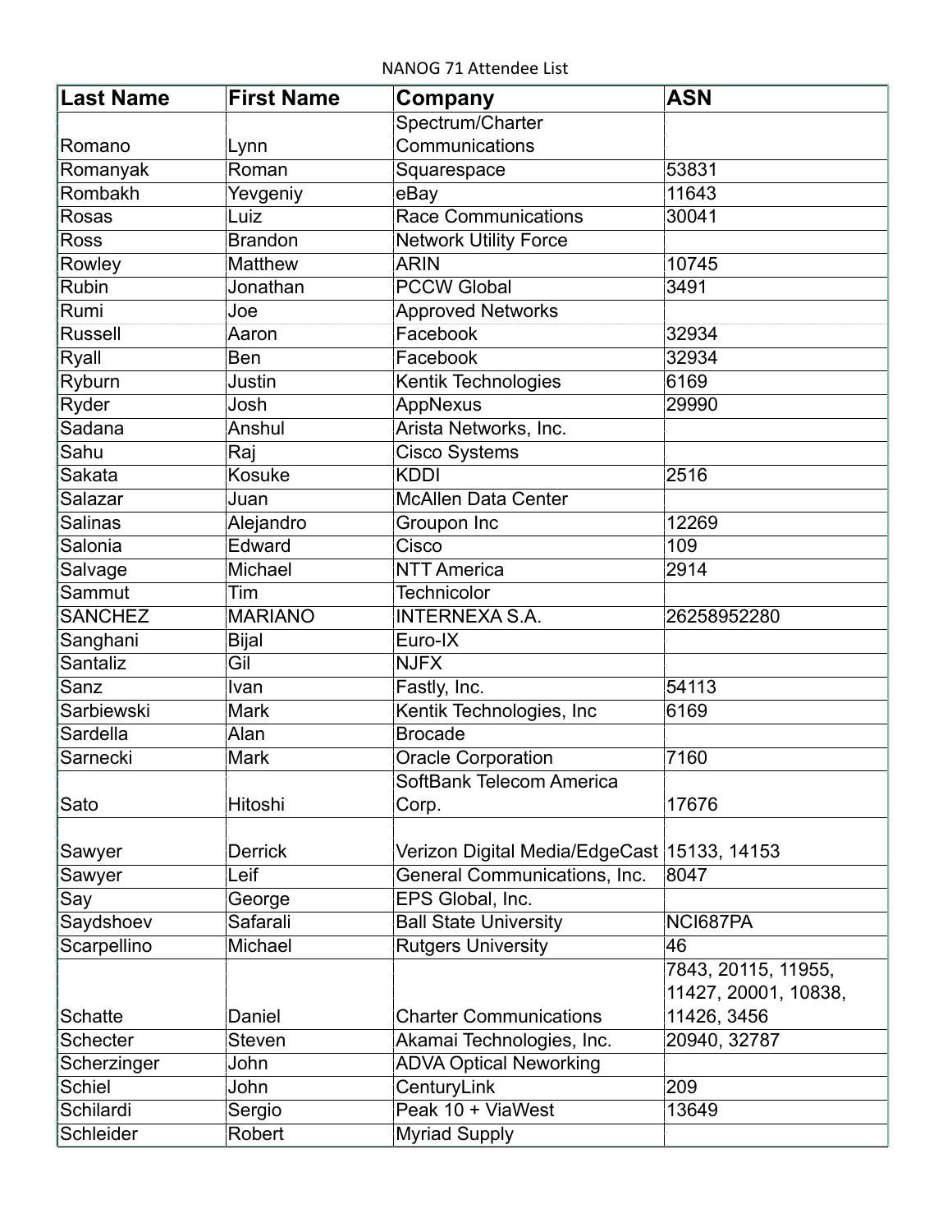NANOG 71 Attendee List

| Last Name | First Name | Company | ASN |
|---|---|---|---|
| Romano | Lynn | Spectrum/Charter Communications | |
| Romanyak | Roman | Squarespace | 53831 |
| Rombakh | Yevgeniy | eBay | 11643 |
| Rosas | Luiz | Race Communications | 30041 |
| Ross | Brandon | Network Utility Force | |
| Rowley | Matthew | ARIN | 10745 |
| Rubin | Jonathan | PCCW Global | 3491 |
| Rumi | Joe | Approved Networks | |
| Russell | Aaron | Facebook | 32934 |
| Ryall | Ben | Facebook | 32934 |
| Ryburn | Justin | Kentik Technologies | 6169 |
| Ryder | Josh | AppNexus | 29990 |
| Sadana | Anshul | Arista Networks, Inc. | |
| Sahu | Raj | Cisco Systems | |
| Sakata | Kosuke | KDDI | 2516 |
| Salazar | Juan | McAllen Data Center | |
| Salinas | Alejandro | Groupon Inc | 12269 |
| Salonia | Edward | Cisco | 109 |
| Salvage | Michael | NTT America | 2914 |
| Sammut | Tim | Technicolor | |
| SANCHEZ | MARIANO | INTERNEXA S.A. | 26258952280 |
| Sanghani | Bijal | Euro-IX | |
| Santaliz | Gil | NJFX | |
| Sanz | Ivan | Fastly, Inc. | 54113 |
| Sarbiewski | Mark | Kentik Technologies, Inc | 6169 |
| Sardella | Alan | Brocade | |
| Sarnecki | Mark | Oracle Corporation | 7160 |
| Sato | Hitoshi | SoftBank Telecom America Corp. | 17676 |
| Sawyer | Derrick | Verizon Digital Media/EdgeCast | 15133, 14153 |
| Sawyer | Leif | General Communications, Inc. | 8047 |
| Say | George | EPS Global, Inc. | |
| Saydshoev | Safarali | Ball State University | NCI687PA |
| Scarpellino | Michael | Rutgers University | 46 |
| Schatte | Daniel | Charter Communications | 7843, 20115, 11955, 11427, 20001, 10838, 11426, 3456 |
| Schecter | Steven | Akamai Technologies, Inc. | 20940, 32787 |
| Scherzinger | John | ADVA Optical Neworking | |
| Schiel | John | CenturyLink | 209 |
| Schilardi | Sergio | Peak 10 + ViaWest | 13649 |
| Schleider | Robert | Myriad Supply | |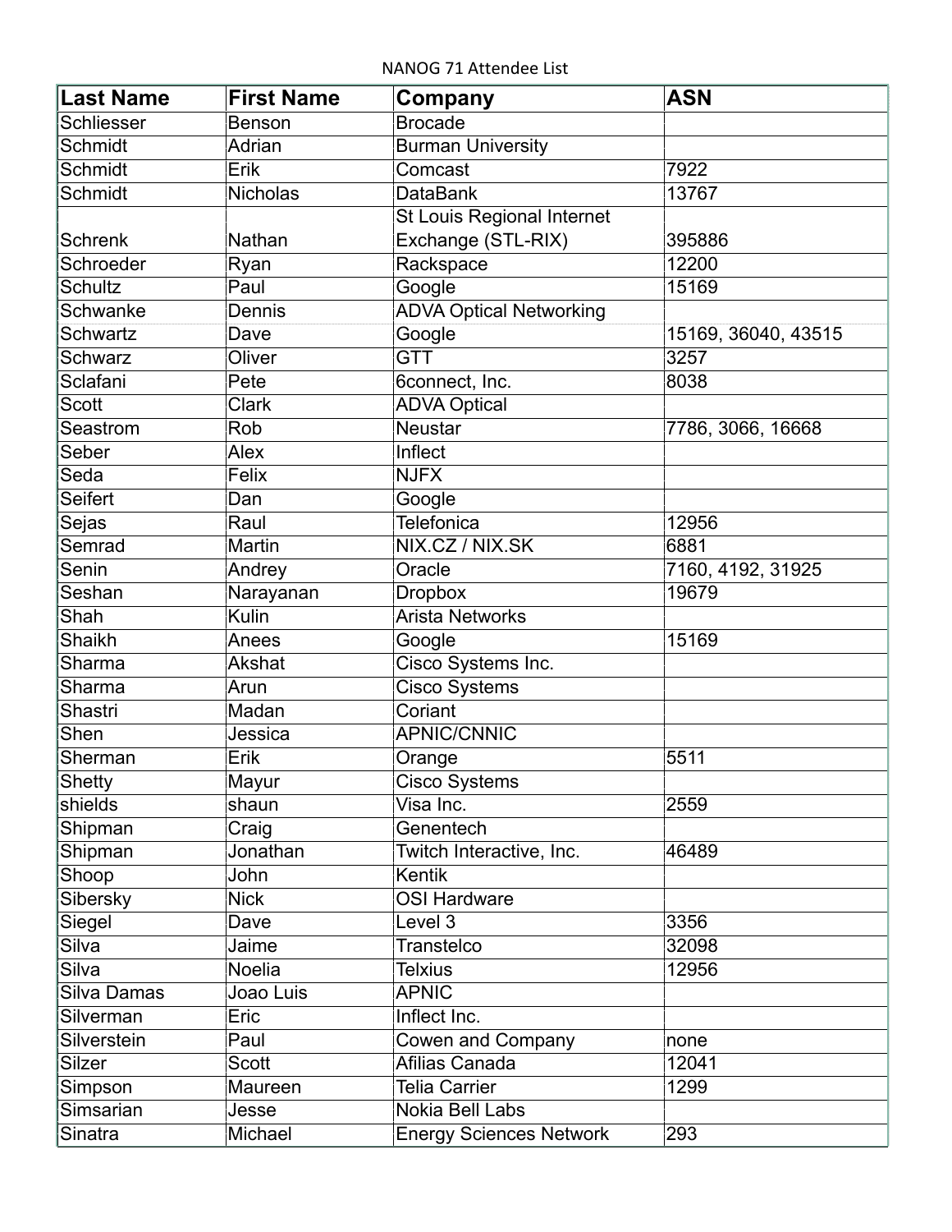NANOG 71 Attendee List

| Last Name | First Name | Company | ASN |
|---|---|---|---|
| Schliesser | Benson | Brocade | |
| Schmidt | Adrian | Burman University | |
| Schmidt | Erik | Comcast | 7922 |
| Schmidt | Nicholas | DataBank | 13767 |
| Schrenk | Nathan | St Louis Regional Internet Exchange (STL-RIX) | 395886 |
| Schroeder | Ryan | Rackspace | 12200 |
| Schultz | Paul | Google | 15169 |
| Schwanke | Dennis | ADVA Optical Networking | |
| Schwartz | Dave | Google | 15169, 36040, 43515 |
| Schwarz | Oliver | GTT | 3257 |
| Sclafani | Pete | 6connect, Inc. | 8038 |
| Scott | Clark | ADVA Optical | |
| Seastrom | Rob | Neustar | 7786, 3066, 16668 |
| Seber | Alex | Inflect | |
| Seda | Felix | NJFX | |
| Seifert | Dan | Google | |
| Sejas | Raul | Telefonica | 12956 |
| Semrad | Martin | NIX.CZ / NIX.SK | 6881 |
| Senin | Andrey | Oracle | 7160, 4192, 31925 |
| Seshan | Narayanan | Dropbox | 19679 |
| Shah | Kulin | Arista Networks | |
| Shaikh | Anees | Google | 15169 |
| Sharma | Akshat | Cisco Systems Inc. | |
| Sharma | Arun | Cisco Systems | |
| Shastri | Madan | Coriant | |
| Shen | Jessica | APNIC/CNNIC | |
| Sherman | Erik | Orange | 5511 |
| Shetty | Mayur | Cisco Systems | |
| shields | shaun | Visa Inc. | 2559 |
| Shipman | Craig | Genentech | |
| Shipman | Jonathan | Twitch Interactive, Inc. | 46489 |
| Shoop | John | Kentik | |
| Sibersky | Nick | OSI Hardware | |
| Siegel | Dave | Level 3 | 3356 |
| Silva | Jaime | Transtelco | 32098 |
| Silva | Noelia | Telxius | 12956 |
| Silva Damas | Joao Luis | APNIC | |
| Silverman | Eric | Inflect Inc. | |
| Silverstein | Paul | Cowen and Company | none |
| Silzer | Scott | Afilias Canada | 12041 |
| Simpson | Maureen | Telia Carrier | 1299 |
| Simsarian | Jesse | Nokia Bell Labs | |
| Sinatra | Michael | Energy Sciences Network | 293 |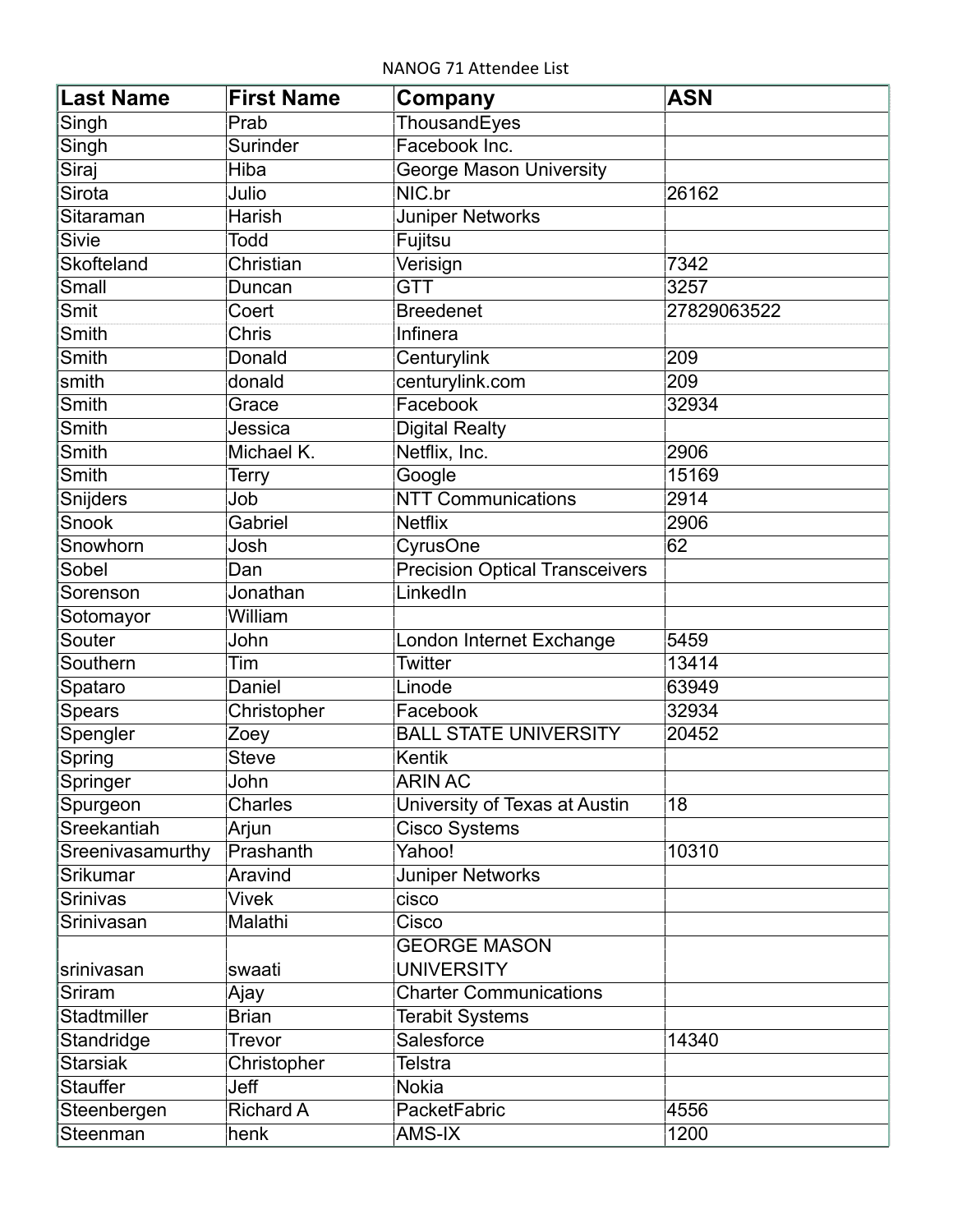NANOG 71 Attendee List

| Last Name | First Name | Company | ASN |
|---|---|---|---|
| Singh | Prab | ThousandEyes | |
| Singh | Surinder | Facebook Inc. | |
| Siraj | Hiba | George Mason University | |
| Sirota | Julio | NIC.br | 26162 |
| Sitaraman | Harish | Juniper Networks | |
| Sivie | Todd | Fujitsu | |
| Skofteland | Christian | Verisign | 7342 |
| Small | Duncan | GTT | 3257 |
| Smit | Coert | Breedenet | 27829063522 |
| Smith | Chris | Infinera | |
| Smith | Donald | Centurylink | 209 |
| smith | donald | centurylink.com | 209 |
| Smith | Grace | Facebook | 32934 |
| Smith | Jessica | Digital Realty | |
| Smith | Michael K. | Netflix, Inc. | 2906 |
| Smith | Terry | Google | 15169 |
| Snijders | Job | NTT Communications | 2914 |
| Snook | Gabriel | Netflix | 2906 |
| Snowhorn | Josh | CyrusOne | 62 |
| Sobel | Dan | Precision Optical Transceivers | |
| Sorenson | Jonathan | LinkedIn | |
| Sotomayor | William | | |
| Souter | John | London Internet Exchange | 5459 |
| Southern | Tim | Twitter | 13414 |
| Spataro | Daniel | Linode | 63949 |
| Spears | Christopher | Facebook | 32934 |
| Spengler | Zoey | BALL STATE UNIVERSITY | 20452 |
| Spring | Steve | Kentik | |
| Springer | John | ARIN AC | |
| Spurgeon | Charles | University of Texas at Austin | 18 |
| Sreekantiah | Arjun | Cisco Systems | |
| Sreenivasamurthy | Prashanth | Yahoo! | 10310 |
| Srikumar | Aravind | Juniper Networks | |
| Srinivas | Vivek | cisco | |
| Srinivasan | Malathi | Cisco | |
| srinivasan | swaati | GEORGE MASON UNIVERSITY | |
| Sriram | Ajay | Charter Communications | |
| Stadtmiller | Brian | Terabit Systems | |
| Standridge | Trevor | Salesforce | 14340 |
| Starsiak | Christopher | Telstra | |
| Stauffer | Jeff | Nokia | |
| Steenbergen | Richard A | PacketFabric | 4556 |
| Steenman | henk | AMS-IX | 1200 |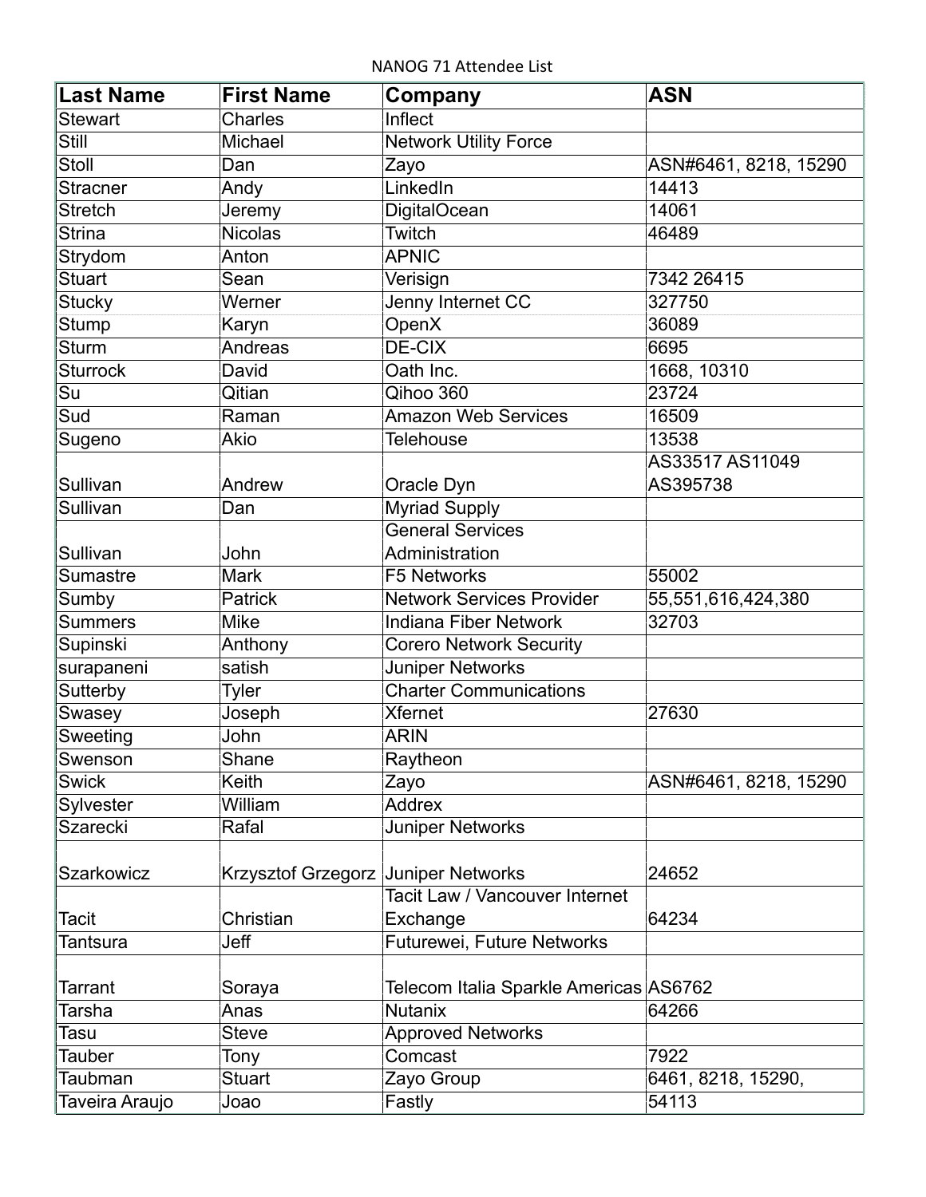NANOG 71 Attendee List

| Last Name | First Name | Company | ASN |
|---|---|---|---|
| Stewart | Charles | Inflect | |
| Still | Michael | Network Utility Force | |
| Stoll | Dan | Zayo | ASN#6461, 8218, 15290 |
| Stracner | Andy | LinkedIn | 14413 |
| Stretch | Jeremy | DigitalOcean | 14061 |
| Strina | Nicolas | Twitch | 46489 |
| Strydom | Anton | APNIC | |
| Stuart | Sean | Verisign | 7342 26415 |
| Stucky | Werner | Jenny Internet CC | 327750 |
| Stump | Karyn | OpenX | 36089 |
| Sturm | Andreas | DE-CIX | 6695 |
| Sturrock | David | Oath Inc. | 1668, 10310 |
| Su | Qitian | Qihoo 360 | 23724 |
| Sud | Raman | Amazon Web Services | 16509 |
| Sugeno | Akio | Telehouse | 13538 |
| Sullivan | Andrew | Oracle Dyn | AS33517 AS11049 AS395738 |
| Sullivan | Dan | Myriad Supply | |
| Sullivan | John | General Services Administration | |
| Sumastre | Mark | F5 Networks | 55002 |
| Sumby | Patrick | Network Services Provider | 55,551,616,424,380 |
| Summers | Mike | Indiana Fiber Network | 32703 |
| Supinski | Anthony | Corero Network Security | |
| surapaneni | satish | Juniper Networks | |
| Sutterby | Tyler | Charter Communications | |
| Swasey | Joseph | Xfernet | 27630 |
| Sweeting | John | ARIN | |
| Swenson | Shane | Raytheon | |
| Swick | Keith | Zayo | ASN#6461, 8218, 15290 |
| Sylvester | William | Addrex | |
| Szarecki | Rafal | Juniper Networks | |
| Szarkowicz | Krzysztof Grzegorz | Juniper Networks | 24652 |
| Tacit | Christian | Tacit Law / Vancouver Internet Exchange | 64234 |
| Tantsura | Jeff | Futurewei, Future Networks | |
| Tarrant | Soraya | Telecom Italia Sparkle Americas | AS6762 |
| Tarsha | Anas | Nutanix | 64266 |
| Tasu | Steve | Approved Networks | |
| Tauber | Tony | Comcast | 7922 |
| Taubman | Stuart | Zayo Group | 6461, 8218, 15290, |
| Taveira Araujo | Joao | Fastly | 54113 |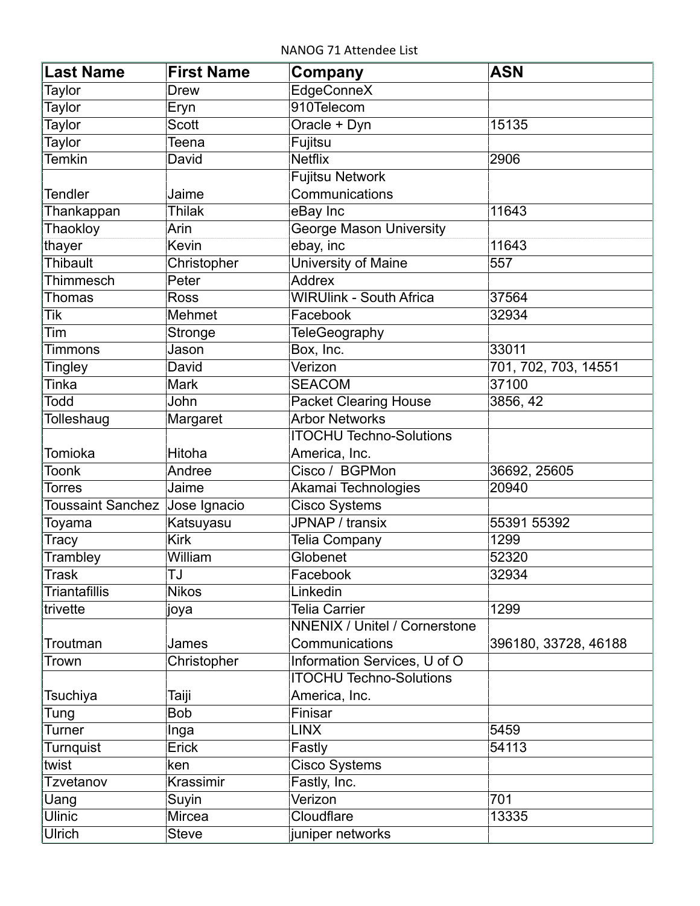NANOG 71 Attendee List

| Last Name | First Name | Company | ASN |
| --- | --- | --- | --- |
| Taylor | Drew | EdgeConneX | |
| Taylor | Eryn | 910Telecom | |
| Taylor | Scott | Oracle + Dyn | 15135 |
| Taylor | Teena | Fujitsu | |
| Temkin | David | Netflix | 2906 |
| Tendler | Jaime | Fujitsu Network Communications | |
| Thankappan | Thilak | eBay Inc | 11643 |
| Thaokloy | Arin | George Mason University | |
| thayer | Kevin | ebay, inc | 11643 |
| Thibault | Christopher | University of Maine | 557 |
| Thimmesch | Peter | Addrex | |
| Thomas | Ross | WIRUlink - South Africa | 37564 |
| Tik | Mehmet | Facebook | 32934 |
| Tim | Stronge | TeleGeography | |
| Timmons | Jason | Box, Inc. | 33011 |
| Tingley | David | Verizon | 701, 702, 703, 14551 |
| Tinka | Mark | SEACOM | 37100 |
| Todd | John | Packet Clearing House | 3856, 42 |
| Tolleshaug | Margaret | Arbor Networks | |
| Tomioka | Hitoha | ITOCHU Techno-Solutions America, Inc. | |
| Toonk | Andree | Cisco / BGPMon | 36692, 25605 |
| Torres | Jaime | Akamai Technologies | 20940 |
| Toussaint Sanchez | Jose Ignacio | Cisco Systems | |
| Toyama | Katsuyasu | JPNAP / transix | 55391 55392 |
| Tracy | Kirk | Telia Company | 1299 |
| Trambley | William | Globenet | 52320 |
| Trask | TJ | Facebook | 32934 |
| Triantafillis | Nikos | Linkedin | |
| trivette | joya | Telia Carrier | 1299 |
| Troutman | James | NNENIX / Unitel / Cornerstone Communications | 396180, 33728, 46188 |
| Trown | Christopher | Information Services, U of O | |
| Tsuchiya | Taiji | ITOCHU Techno-Solutions America, Inc. | |
| Tung | Bob | Finisar | |
| Turner | Inga | LINX | 5459 |
| Turnquist | Erick | Fastly | 54113 |
| twist | ken | Cisco Systems | |
| Tzvetanov | Krassimir | Fastly, Inc. | |
| Uang | Suyin | Verizon | 701 |
| Ulinic | Mircea | Cloudflare | 13335 |
| Ulrich | Steve | juniper networks | |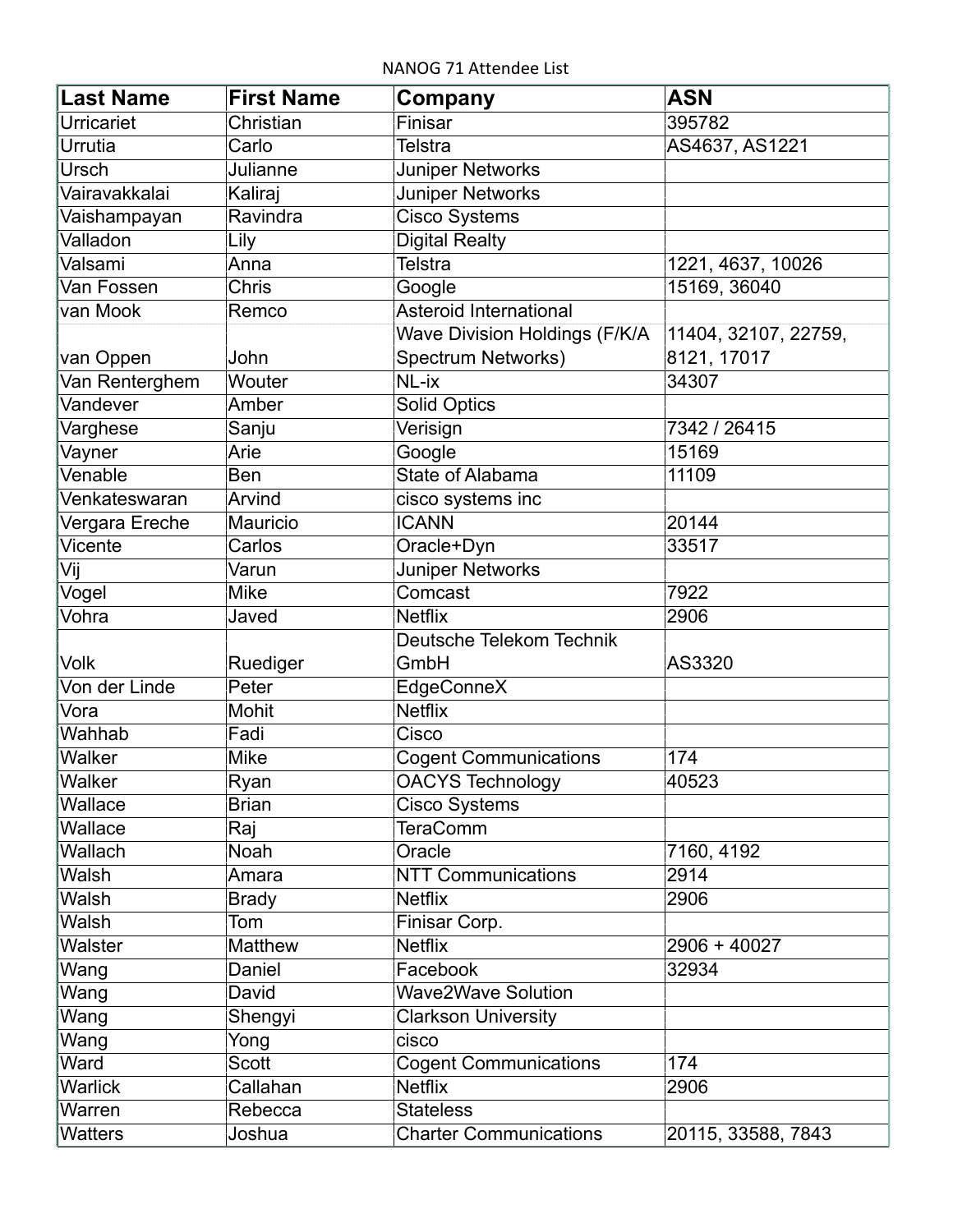NANOG 71 Attendee List

| Last Name | First Name | Company | ASN |
|---|---|---|---|
| Urricariet | Christian | Finisar | 395782 |
| Urrutia | Carlo | Telstra | AS4637, AS1221 |
| Ursch | Julianne | Juniper Networks | |
| Vairavakkalai | Kaliraj | Juniper Networks | |
| Vaishampayan | Ravindra | Cisco Systems | |
| Valladon | Lily | Digital Realty | |
| Valsami | Anna | Telstra | 1221, 4637, 10026 |
| Van Fossen | Chris | Google | 15169, 36040 |
| van Mook | Remco | Asteroid International | |
| van Oppen | John | Wave Division Holdings (F/K/A Spectrum Networks) | 11404, 32107, 22759, 8121, 17017 |
| Van Renterghem | Wouter | NL-ix | 34307 |
| Vandever | Amber | Solid Optics | |
| Varghese | Sanju | Verisign | 7342 / 26415 |
| Vayner | Arie | Google | 15169 |
| Venable | Ben | State of Alabama | 11109 |
| Venkateswaran | Arvind | cisco systems inc | |
| Vergara Ereche | Mauricio | ICANN | 20144 |
| Vicente | Carlos | Oracle+Dyn | 33517 |
| Vij | Varun | Juniper Networks | |
| Vogel | Mike | Comcast | 7922 |
| Vohra | Javed | Netflix | 2906 |
| Volk | Ruediger | Deutsche Telekom Technik GmbH | AS3320 |
| Von der Linde | Peter | EdgeConneX | |
| Vora | Mohit | Netflix | |
| Wahhab | Fadi | Cisco | |
| Walker | Mike | Cogent Communications | 174 |
| Walker | Ryan | OACYS Technology | 40523 |
| Wallace | Brian | Cisco Systems | |
| Wallace | Raj | TeraComm | |
| Wallach | Noah | Oracle | 7160, 4192 |
| Walsh | Amara | NTT Communications | 2914 |
| Walsh | Brady | Netflix | 2906 |
| Walsh | Tom | Finisar Corp. | |
| Walster | Matthew | Netflix | 2906 + 40027 |
| Wang | Daniel | Facebook | 32934 |
| Wang | David | Wave2Wave Solution | |
| Wang | Shengyi | Clarkson University | |
| Wang | Yong | cisco | |
| Ward | Scott | Cogent Communications | 174 |
| Warlick | Callahan | Netflix | 2906 |
| Warren | Rebecca | Stateless | |
| Watters | Joshua | Charter Communications | 20115, 33588, 7843 |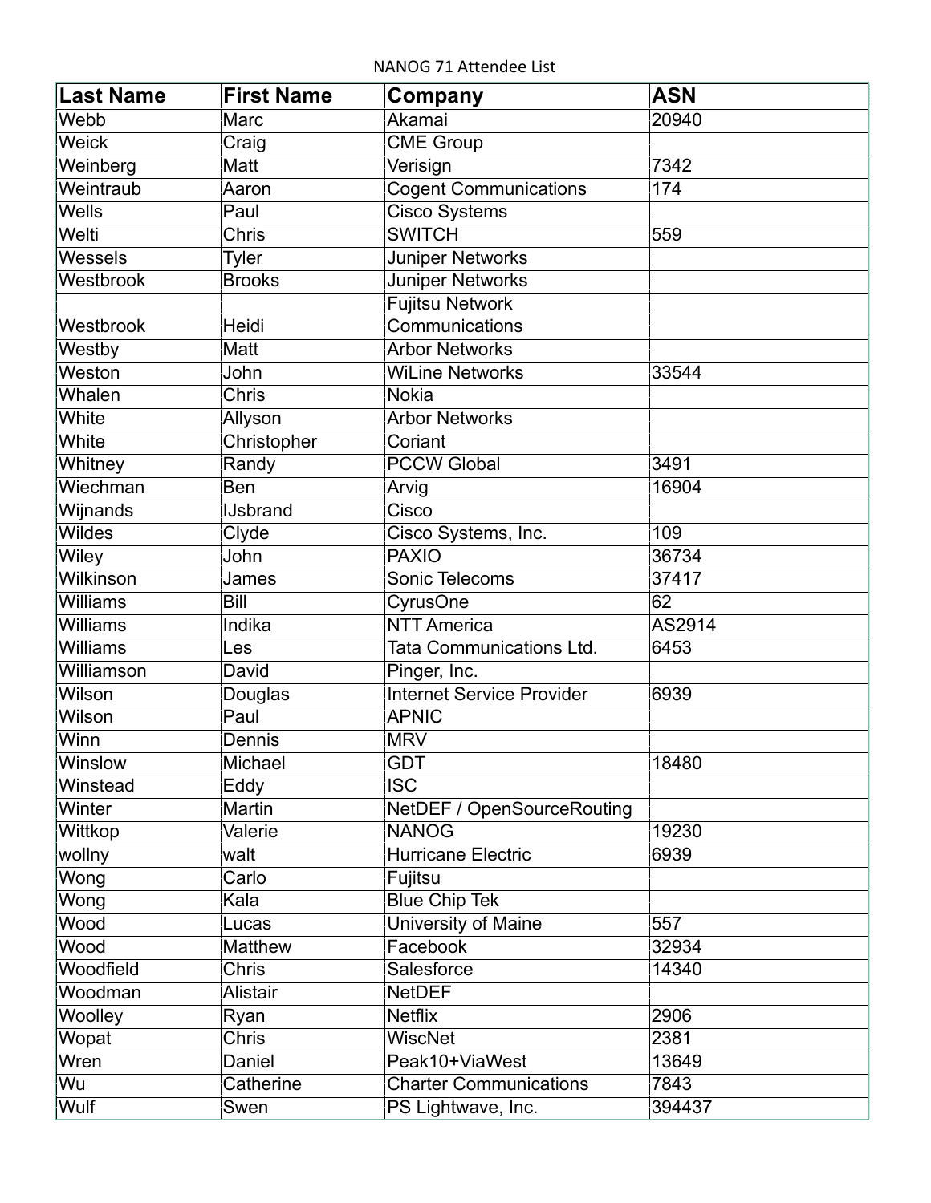NANOG 71 Attendee List

| Last Name | First Name | Company | ASN |
|---|---|---|---|
| Webb | Marc | Akamai | 20940 |
| Weick | Craig | CME Group | |
| Weinberg | Matt | Verisign | 7342 |
| Weintraub | Aaron | Cogent Communications | 174 |
| Wells | Paul | Cisco Systems | |
| Welti | Chris | SWITCH | 559 |
| Wessels | Tyler | Juniper Networks | |
| Westbrook | Brooks | Juniper Networks | |
| Westbrook | Heidi | Fujitsu Network Communications | |
| Westby | Matt | Arbor Networks | |
| Weston | John | WiLine Networks | 33544 |
| Whalen | Chris | Nokia | |
| White | Allyson | Arbor Networks | |
| White | Christopher | Coriant | |
| Whitney | Randy | PCCW Global | 3491 |
| Wiechman | Ben | Arvig | 16904 |
| Wijnands | IJsbrand | Cisco | |
| Wildes | Clyde | Cisco Systems, Inc. | 109 |
| Wiley | John | PAXIO | 36734 |
| Wilkinson | James | Sonic Telecoms | 37417 |
| Williams | Bill | CyrusOne | 62 |
| Williams | Indika | NTT America | AS2914 |
| Williams | Les | Tata Communications Ltd. | 6453 |
| Williamson | David | Pinger, Inc. | |
| Wilson | Douglas | Internet Service Provider | 6939 |
| Wilson | Paul | APNIC | |
| Winn | Dennis | MRV | |
| Winslow | Michael | GDT | 18480 |
| Winstead | Eddy | ISC | |
| Winter | Martin | NetDEF / OpenSourceRouting | |
| Wittkop | Valerie | NANOG | 19230 |
| wollny | walt | Hurricane Electric | 6939 |
| Wong | Carlo | Fujitsu | |
| Wong | Kala | Blue Chip Tek | |
| Wood | Lucas | University of Maine | 557 |
| Wood | Matthew | Facebook | 32934 |
| Woodfield | Chris | Salesforce | 14340 |
| Woodman | Alistair | NetDEF | |
| Woolley | Ryan | Netflix | 2906 |
| Wopat | Chris | WiscNet | 2381 |
| Wren | Daniel | Peak10+ViaWest | 13649 |
| Wu | Catherine | Charter Communications | 7843 |
| Wulf | Swen | PS Lightwave, Inc. | 394437 |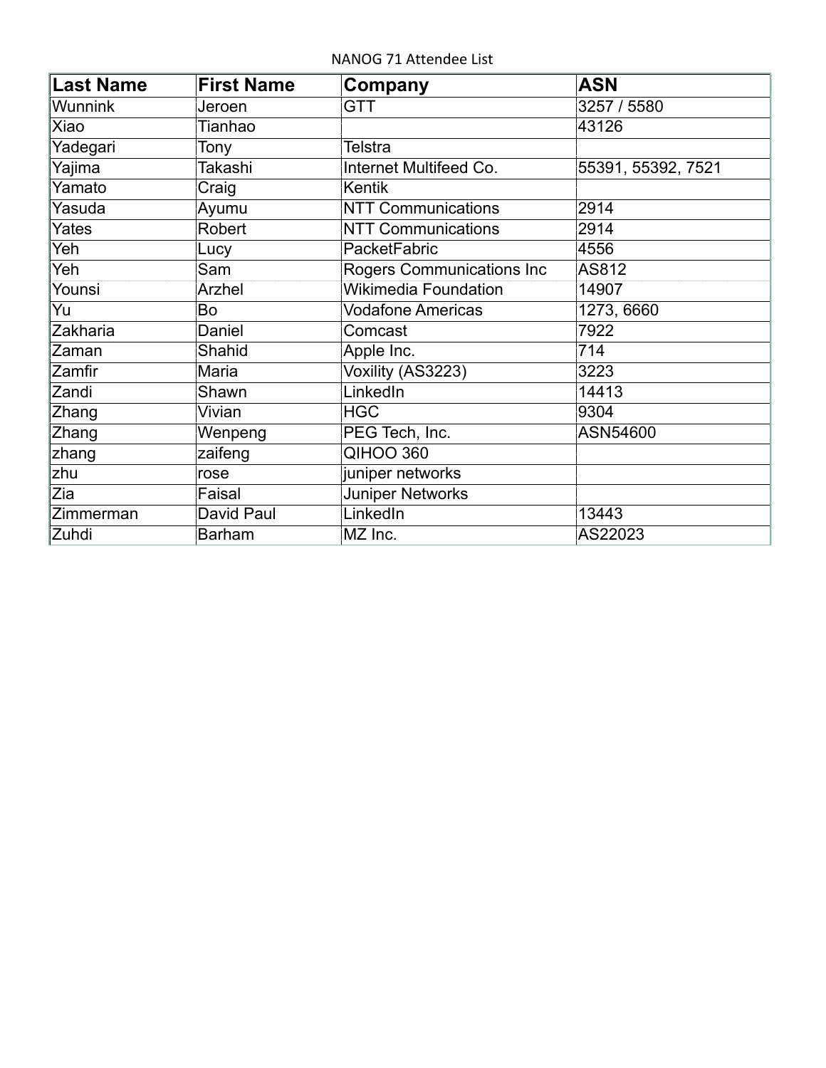NANOG 71 Attendee List

| Last Name | First Name | Company | ASN |
| --- | --- | --- | --- |
| Wunnink | Jeroen | GTT | 3257 / 5580 |
| Xiao | Tianhao | | 43126 |
| Yadegari | Tony | Telstra | |
| Yajima | Takashi | Internet Multifeed Co. | 55391, 55392, 7521 |
| Yamato | Craig | Kentik | |
| Yasuda | Ayumu | NTT Communications | 2914 |
| Yates | Robert | NTT Communications | 2914 |
| Yeh | Lucy | PacketFabric | 4556 |
| Yeh | Sam | Rogers Communications Inc | AS812 |
| Younsi | Arzhel | Wikimedia Foundation | 14907 |
| Yu | Bo | Vodafone Americas | 1273, 6660 |
| Zakharia | Daniel | Comcast | 7922 |
| Zaman | Shahid | Apple Inc. | 714 |
| Zamfir | Maria | Voxility (AS3223) | 3223 |
| Zandi | Shawn | LinkedIn | 14413 |
| Zhang | Vivian | HGC | 9304 |
| Zhang | Wenpeng | PEG Tech, Inc. | ASN54600 |
| zhang | zaifeng | QIHOO 360 | |
| zhu | rose | juniper networks | |
| Zia | Faisal | Juniper Networks | |
| Zimmerman | David Paul | LinkedIn | 13443 |
| Zuhdi | Barham | MZ Inc. | AS22023 |